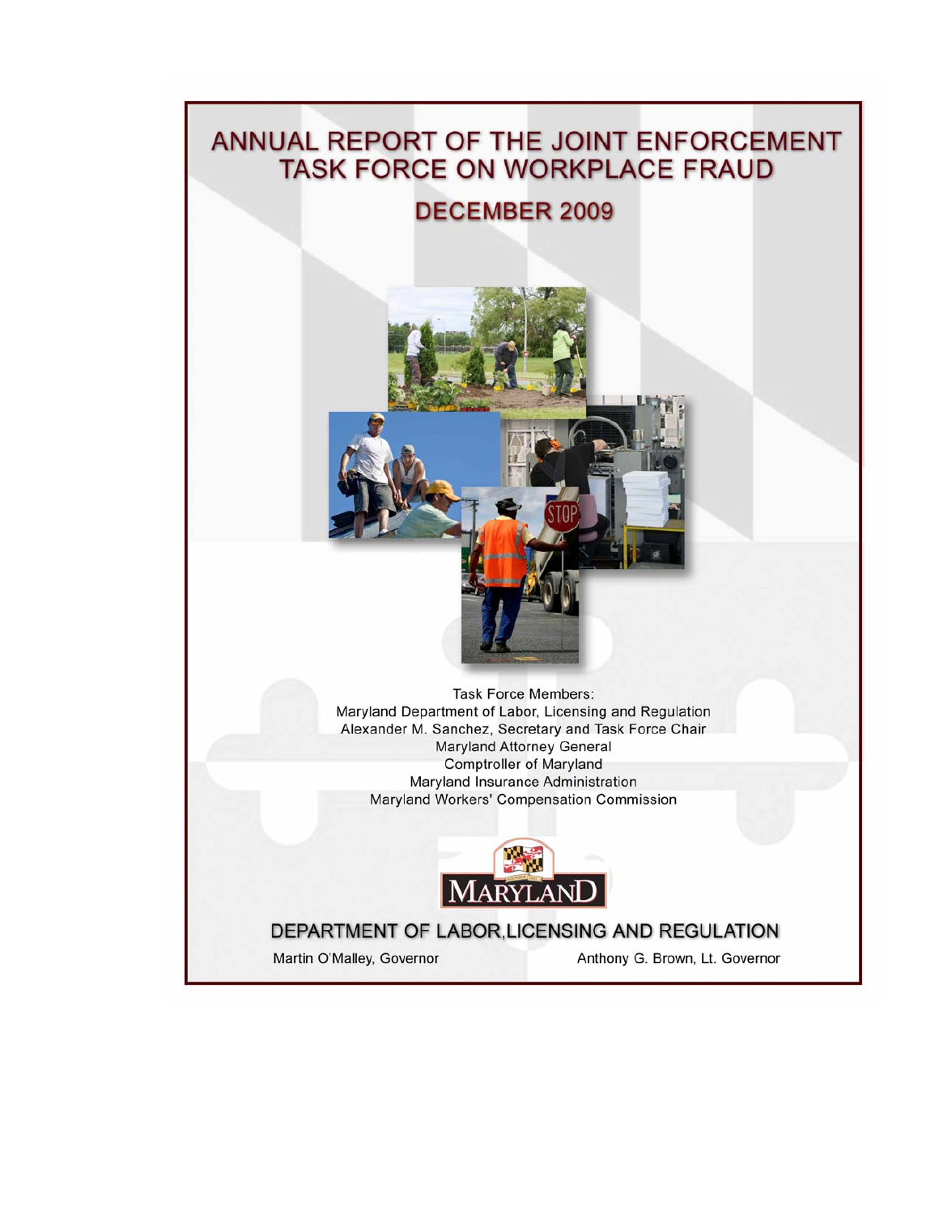# ANNUAL REPORT OF THE JOINT ENFORCEMENT TASK FORCE ON WORKPLACE FRAUD

## DECEMBER 2009

Task Force Members:
Maryland Department of Labor, Licensing and Regulation
Alexander M. Sanchez, Secretary and Task Force Chair
Maryland Attorney General
Comptroller of Maryland
Maryland Insurance Administration
Maryland Workers' Compensation Commission

MARYLAND

## DEPARTMENT OF LABOR, LICENSING AND REGULATION

Martin O'Malley, Governor

Anthony G. Brown, Lt. Governor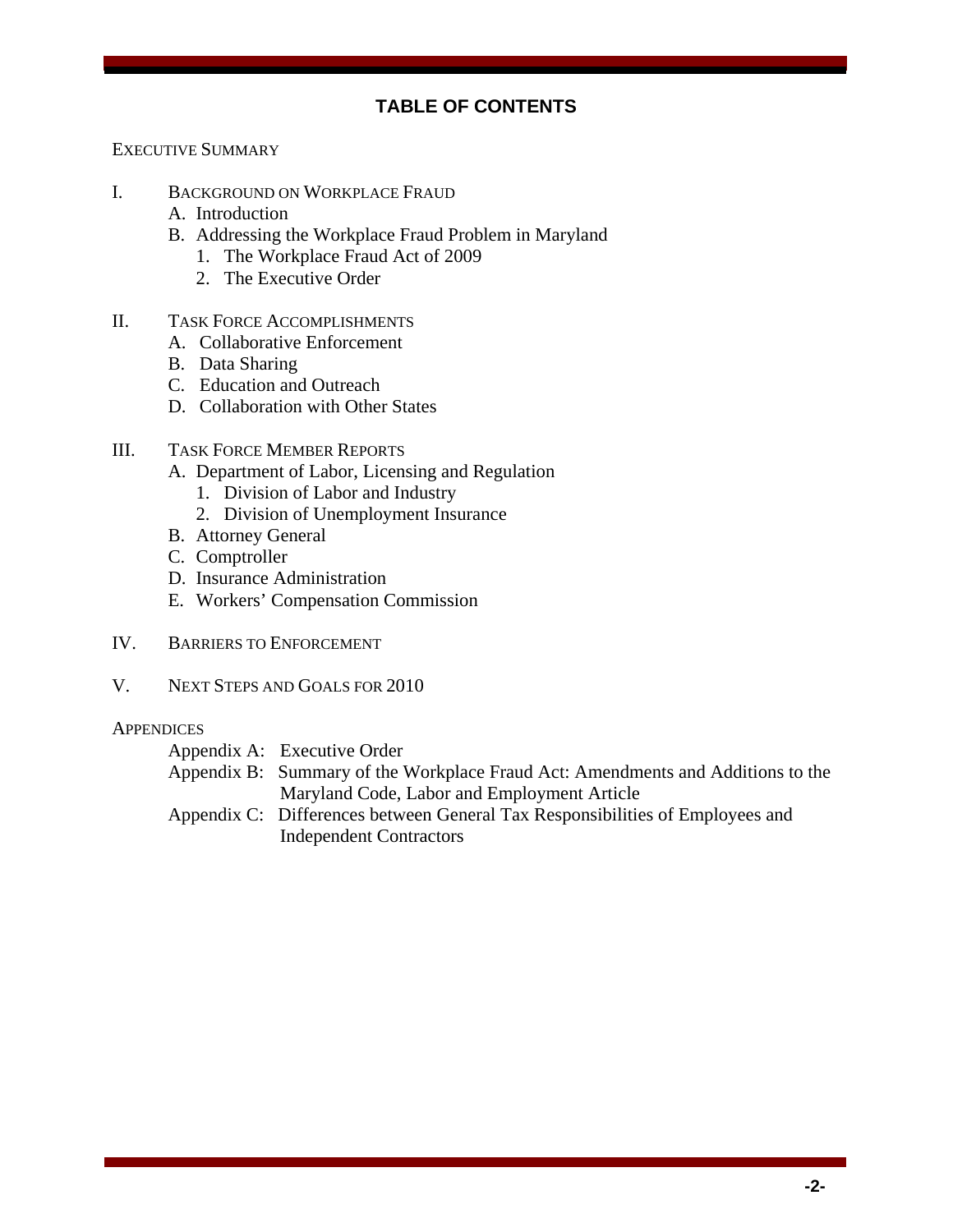## TABLE OF CONTENTS

EXECUTIVE SUMMARY

I. BACKGROUND ON WORKPLACE FRAUD
  - A. Introduction
  - B. Addressing the Workplace Fraud Problem in Maryland
    1. The Workplace Fraud Act of 2009
    2. The Executive Order

II. TASK FORCE ACCOMPLISHMENTS
  - A. Collaborative Enforcement
  - B. Data Sharing
  - C. Education and Outreach
  - D. Collaboration with Other States

III. TASK FORCE MEMBER REPORTS
  - A. Department of Labor, Licensing and Regulation
    1. Division of Labor and Industry
    2. Division of Unemployment Insurance
  - B. Attorney General
  - C. Comptroller
  - D. Insurance Administration
  - E. Workers' Compensation Commission

IV. BARRIERS TO ENFORCEMENT

V. NEXT STEPS AND GOALS FOR 2010

APPENDICES
  - Appendix A: Executive Order
  - Appendix B: Summary of the Workplace Fraud Act: Amendments and Additions to the Maryland Code, Labor and Employment Article
  - Appendix C: Differences between General Tax Responsibilities of Employees and Independent Contractors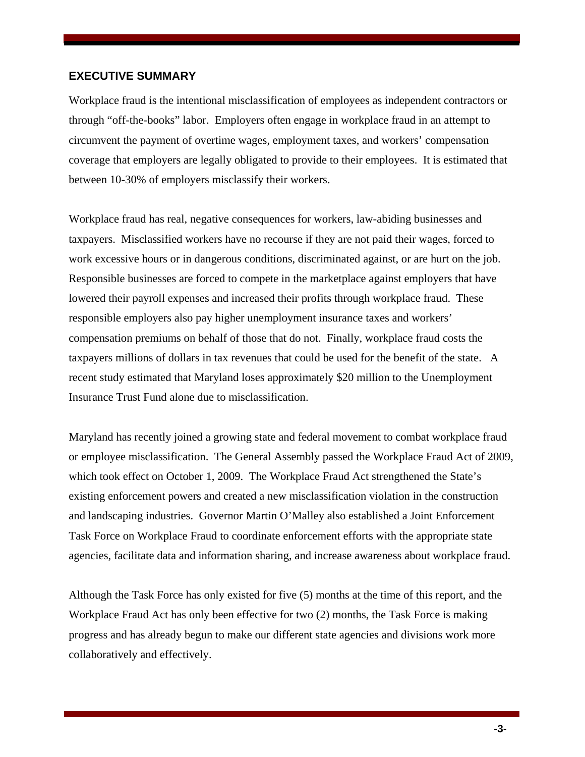## EXECUTIVE SUMMARY

Workplace fraud is the intentional misclassification of employees as independent contractors or through "off-the-books" labor. Employers often engage in workplace fraud in an attempt to circumvent the payment of overtime wages, employment taxes, and workers' compensation coverage that employers are legally obligated to provide to their employees. It is estimated that between 10-30% of employers misclassify their workers.

Workplace fraud has real, negative consequences for workers, law-abiding businesses and taxpayers. Misclassified workers have no recourse if they are not paid their wages, forced to work excessive hours or in dangerous conditions, discriminated against, or are hurt on the job. Responsible businesses are forced to compete in the marketplace against employers that have lowered their payroll expenses and increased their profits through workplace fraud. These responsible employers also pay higher unemployment insurance taxes and workers' compensation premiums on behalf of those that do not. Finally, workplace fraud costs the taxpayers millions of dollars in tax revenues that could be used for the benefit of the state. A recent study estimated that Maryland loses approximately $20 million to the Unemployment Insurance Trust Fund alone due to misclassification.

Maryland has recently joined a growing state and federal movement to combat workplace fraud or employee misclassification. The General Assembly passed the Workplace Fraud Act of 2009, which took effect on October 1, 2009. The Workplace Fraud Act strengthened the State's existing enforcement powers and created a new misclassification violation in the construction and landscaping industries. Governor Martin O'Malley also established a Joint Enforcement Task Force on Workplace Fraud to coordinate enforcement efforts with the appropriate state agencies, facilitate data and information sharing, and increase awareness about workplace fraud.

Although the Task Force has only existed for five (5) months at the time of this report, and the Workplace Fraud Act has only been effective for two (2) months, the Task Force is making progress and has already begun to make our different state agencies and divisions work more collaboratively and effectively.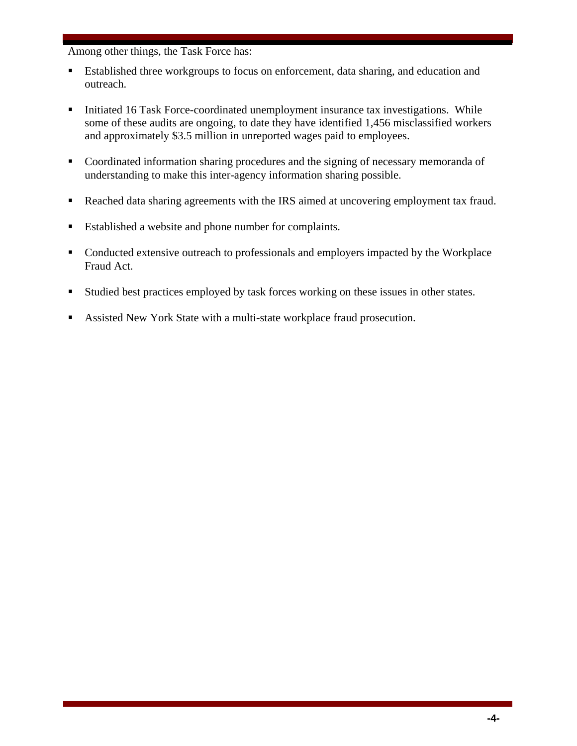Among other things, the Task Force has:

- Established three workgroups to focus on enforcement, data sharing, and education and outreach.

- Initiated 16 Task Force-coordinated unemployment insurance tax investigations. While some of these audits are ongoing, to date they have identified 1,456 misclassified workers and approximately $3.5 million in unreported wages paid to employees.

- Coordinated information sharing procedures and the signing of necessary memoranda of understanding to make this inter-agency information sharing possible.

- Reached data sharing agreements with the IRS aimed at uncovering employment tax fraud.

- Established a website and phone number for complaints.

- Conducted extensive outreach to professionals and employers impacted by the Workplace Fraud Act.

- Studied best practices employed by task forces working on these issues in other states.

- Assisted New York State with a multi-state workplace fraud prosecution.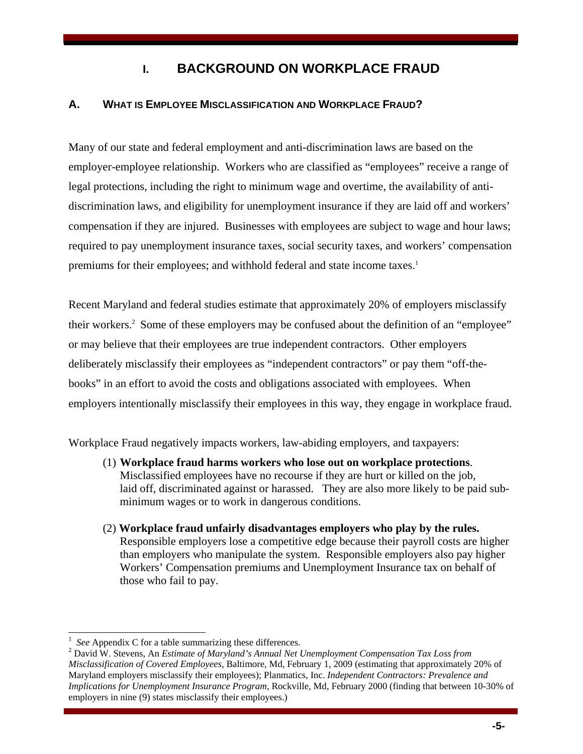# I. BACKGROUND ON WORKPLACE FRAUD

## A. WHAT IS EMPLOYEE MISCLASSIFICATION AND WORKPLACE FRAUD?

Many of our state and federal employment and anti-discrimination laws are based on the employer-employee relationship. Workers who are classified as "employees" receive a range of legal protections, including the right to minimum wage and overtime, the availability of anti-discrimination laws, and eligibility for unemployment insurance if they are laid off and workers' compensation if they are injured. Businesses with employees are subject to wage and hour laws; required to pay unemployment insurance taxes, social security taxes, and workers' compensation premiums for their employees; and withhold federal and state income taxes.[1]

Recent Maryland and federal studies estimate that approximately 20% of employers misclassify their workers.[2] Some of these employers may be confused about the definition of an "employee" or may believe that their employees are true independent contractors. Other employers deliberately misclassify their employees as "independent contractors" or pay them "off-the-books" in an effort to avoid the costs and obligations associated with employees. When employers intentionally misclassify their employees in this way, they engage in workplace fraud.

Workplace Fraud negatively impacts workers, law-abiding employers, and taxpayers:

(1) **Workplace fraud harms workers who lose out on workplace protections**. Misclassified employees have no recourse if they are hurt or killed on the job, laid off, discriminated against or harassed. They are also more likely to be paid sub-minimum wages or to work in dangerous conditions.

(2) **Workplace fraud unfairly disadvantages employers who play by the rules.** Responsible employers lose a competitive edge because their payroll costs are higher than employers who manipulate the system. Responsible employers also pay higher Workers' Compensation premiums and Unemployment Insurance tax on behalf of those who fail to pay.

---

[1] *See* Appendix C for a table summarizing these differences.

[2] David W. Stevens, An *Estimate of Maryland's Annual Net Unemployment Compensation Tax Loss from Misclassification of Covered Employees*, Baltimore, Md, February 1, 2009 (estimating that approximately 20% of Maryland employers misclassify their employees); Planmatics, Inc. *Independent Contractors: Prevalence and Implications for Unemployment Insurance Program*, Rockville, Md, February 2000 (finding that between 10-30% of employers in nine (9) states misclassify their employees.)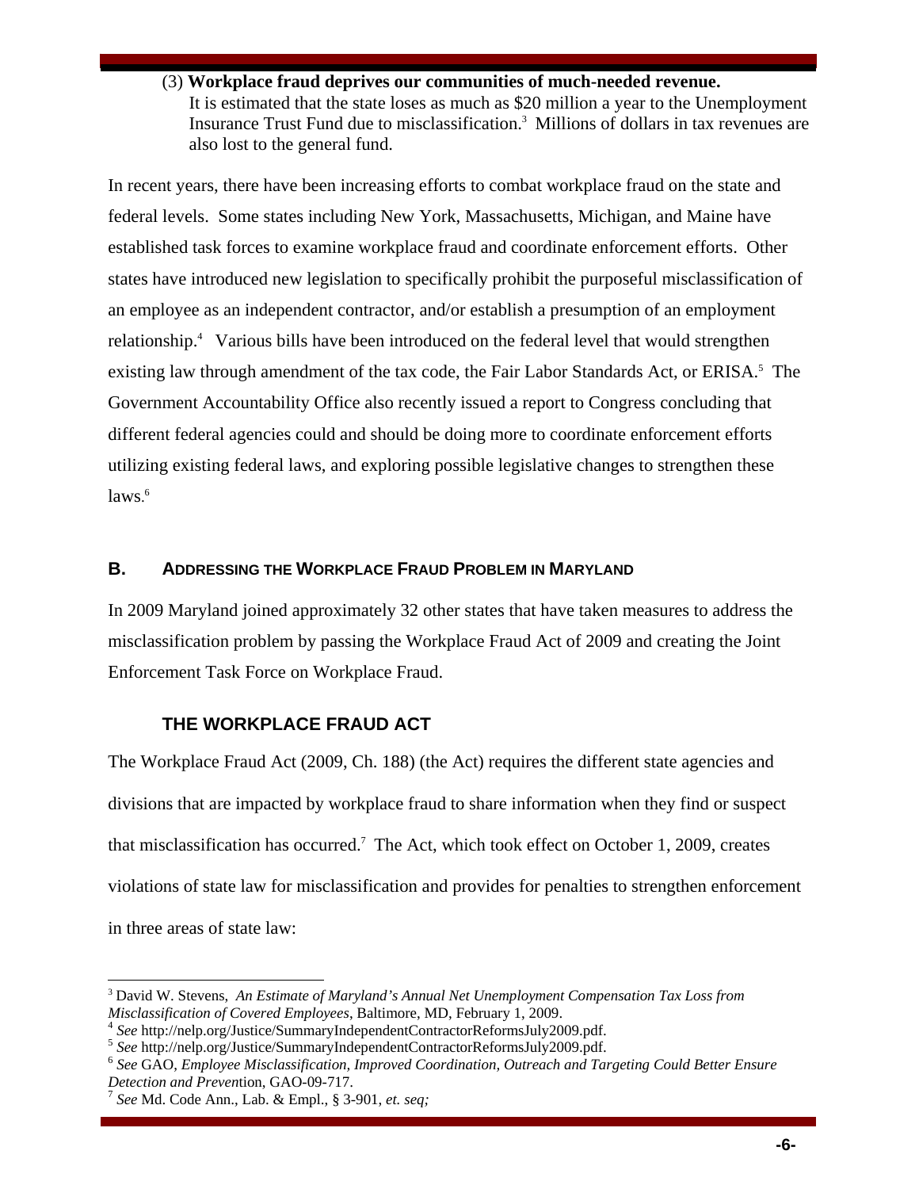(3) **Workplace fraud deprives our communities of much-needed revenue.** It is estimated that the state loses as much as $20 million a year to the Unemployment Insurance Trust Fund due to misclassification.[3] Millions of dollars in tax revenues are also lost to the general fund.

In recent years, there have been increasing efforts to combat workplace fraud on the state and federal levels. Some states including New York, Massachusetts, Michigan, and Maine have established task forces to examine workplace fraud and coordinate enforcement efforts. Other states have introduced new legislation to specifically prohibit the purposeful misclassification of an employee as an independent contractor, and/or establish a presumption of an employment relationship.[4] Various bills have been introduced on the federal level that would strengthen existing law through amendment of the tax code, the Fair Labor Standards Act, or ERISA.[5] The Government Accountability Office also recently issued a report to Congress concluding that different federal agencies could and should be doing more to coordinate enforcement efforts utilizing existing federal laws, and exploring possible legislative changes to strengthen these laws.[6]

## B. ADDRESSING THE WORKPLACE FRAUD PROBLEM IN MARYLAND

In 2009 Maryland joined approximately 32 other states that have taken measures to address the misclassification problem by passing the Workplace Fraud Act of 2009 and creating the Joint Enforcement Task Force on Workplace Fraud.

### THE WORKPLACE FRAUD ACT

The Workplace Fraud Act (2009, Ch. 188) (the Act) requires the different state agencies and divisions that are impacted by workplace fraud to share information when they find or suspect that misclassification has occurred.[7] The Act, which took effect on October 1, 2009, creates violations of state law for misclassification and provides for penalties to strengthen enforcement in three areas of state law:

---

[3] David W. Stevens, *An Estimate of Maryland's Annual Net Unemployment Compensation Tax Loss from Misclassification of Covered Employees*, Baltimore, MD, February 1, 2009.

[4] *See* http://nelp.org/Justice/SummaryIndependentContractorReformsJuly2009.pdf.

[5] *See* http://nelp.org/Justice/SummaryIndependentContractorReformsJuly2009.pdf.

[6] *See* GAO, *Employee Misclassification, Improved Coordination, Outreach and Targeting Could Better Ensure Detection and Prevent*ion, GAO-09-717.

[7] *See* Md. Code Ann., Lab. & Empl., § 3-901, *et. seq;*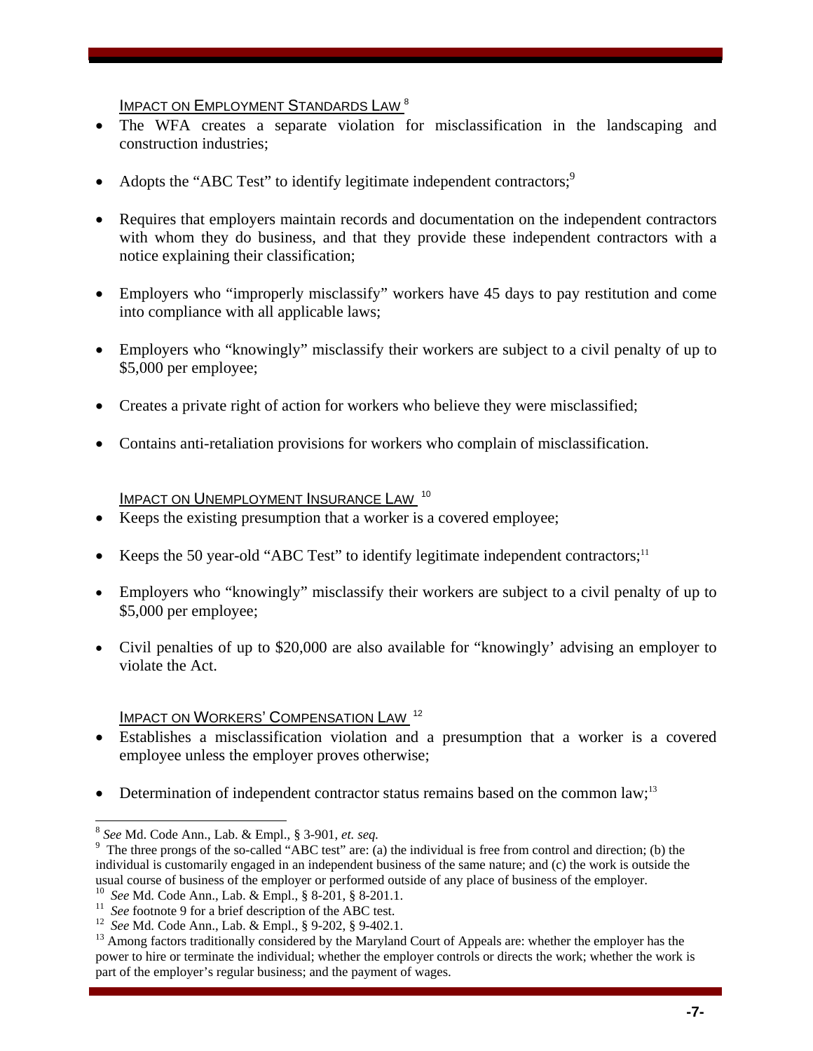### IMPACT ON EMPLOYMENT STANDARDS LAW [8]

- The WFA creates a separate violation for misclassification in the landscaping and construction industries;
- Adopts the "ABC Test" to identify legitimate independent contractors;[9]
- Requires that employers maintain records and documentation on the independent contractors with whom they do business, and that they provide these independent contractors with a notice explaining their classification;
- Employers who "improperly misclassify" workers have 45 days to pay restitution and come into compliance with all applicable laws;
- Employers who "knowingly" misclassify their workers are subject to a civil penalty of up to $5,000 per employee;
- Creates a private right of action for workers who believe they were misclassified;
- Contains anti-retaliation provisions for workers who complain of misclassification.

### IMPACT ON UNEMPLOYMENT INSURANCE LAW [10]

- Keeps the existing presumption that a worker is a covered employee;
- Keeps the 50 year-old "ABC Test" to identify legitimate independent contractors;[11]
- Employers who "knowingly" misclassify their workers are subject to a civil penalty of up to $5,000 per employee;
- Civil penalties of up to $20,000 are also available for "knowingly' advising an employer to violate the Act.

### IMPACT ON WORKERS' COMPENSATION LAW [12]

- Establishes a misclassification violation and a presumption that a worker is a covered employee unless the employer proves otherwise;
- Determination of independent contractor status remains based on the common law;[13]

---

[8] *See* Md. Code Ann., Lab. & Empl., § 3-901, *et. seq.*

[9] The three prongs of the so-called "ABC test" are: (a) the individual is free from control and direction; (b) the individual is customarily engaged in an independent business of the same nature; and (c) the work is outside the usual course of business of the employer or performed outside of any place of business of the employer.

[10] *See* Md. Code Ann., Lab. & Empl., § 8-201, § 8-201.1.

[11] *See* footnote 9 for a brief description of the ABC test.

[12] *See* Md. Code Ann., Lab. & Empl., § 9-202, § 9-402.1.

[13] Among factors traditionally considered by the Maryland Court of Appeals are: whether the employer has the power to hire or terminate the individual; whether the employer controls or directs the work; whether the work is part of the employer's regular business; and the payment of wages.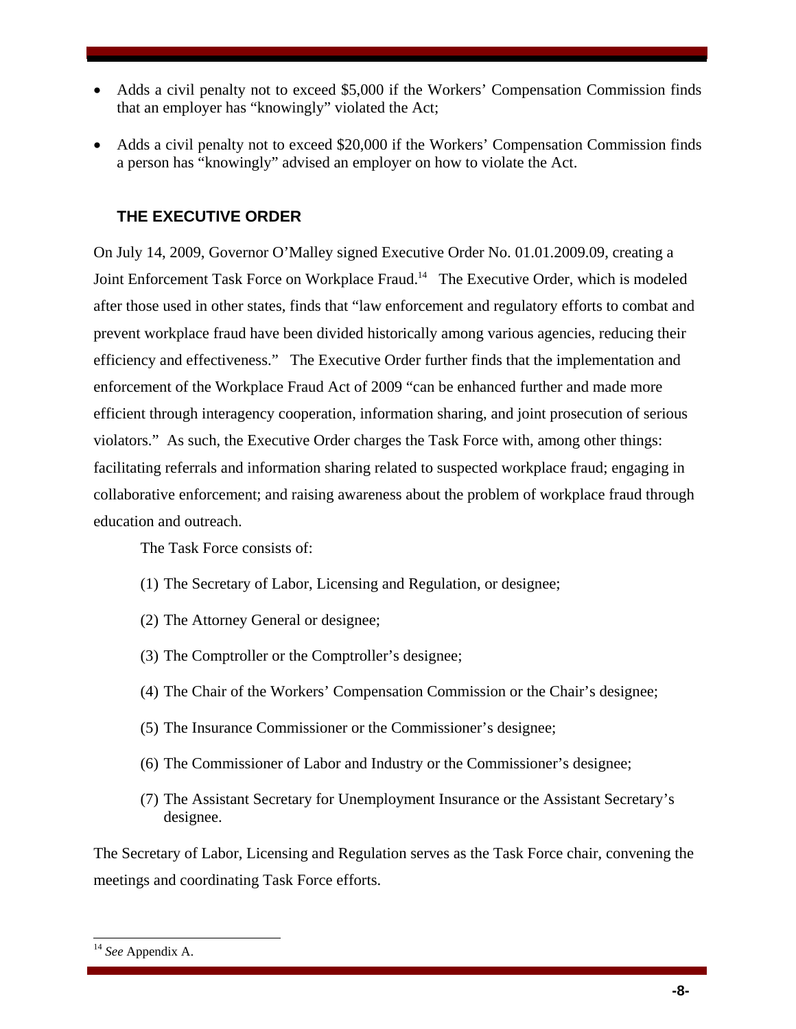- Adds a civil penalty not to exceed $5,000 if the Workers' Compensation Commission finds that an employer has "knowingly" violated the Act;

- Adds a civil penalty not to exceed $20,000 if the Workers' Compensation Commission finds a person has "knowingly" advised an employer on how to violate the Act.

## THE EXECUTIVE ORDER

On July 14, 2009, Governor O'Malley signed Executive Order No. 01.01.2009.09, creating a Joint Enforcement Task Force on Workplace Fraud.[14] The Executive Order, which is modeled after those used in other states, finds that "law enforcement and regulatory efforts to combat and prevent workplace fraud have been divided historically among various agencies, reducing their efficiency and effectiveness." The Executive Order further finds that the implementation and enforcement of the Workplace Fraud Act of 2009 "can be enhanced further and made more efficient through interagency cooperation, information sharing, and joint prosecution of serious violators." As such, the Executive Order charges the Task Force with, among other things: facilitating referrals and information sharing related to suspected workplace fraud; engaging in collaborative enforcement; and raising awareness about the problem of workplace fraud through education and outreach.

The Task Force consists of:

(1) The Secretary of Labor, Licensing and Regulation, or designee;

(2) The Attorney General or designee;

(3) The Comptroller or the Comptroller's designee;

(4) The Chair of the Workers' Compensation Commission or the Chair's designee;

(5) The Insurance Commissioner or the Commissioner's designee;

(6) The Commissioner of Labor and Industry or the Commissioner's designee;

(7) The Assistant Secretary for Unemployment Insurance or the Assistant Secretary's designee.

The Secretary of Labor, Licensing and Regulation serves as the Task Force chair, convening the meetings and coordinating Task Force efforts.

---

[14] *See* Appendix A.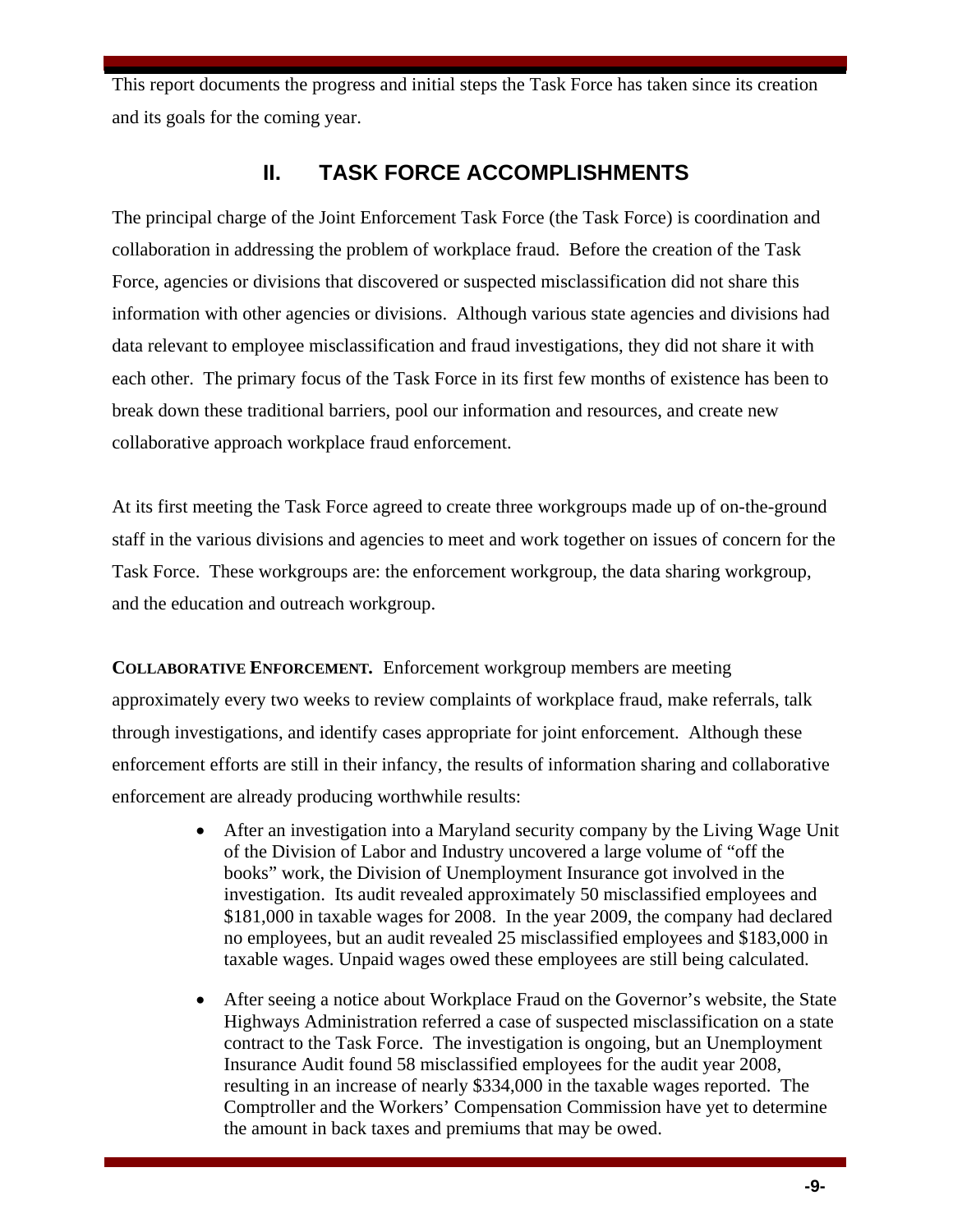This report documents the progress and initial steps the Task Force has taken since its creation and its goals for the coming year.

## II. TASK FORCE ACCOMPLISHMENTS

The principal charge of the Joint Enforcement Task Force (the Task Force) is coordination and collaboration in addressing the problem of workplace fraud. Before the creation of the Task Force, agencies or divisions that discovered or suspected misclassification did not share this information with other agencies or divisions. Although various state agencies and divisions had data relevant to employee misclassification and fraud investigations, they did not share it with each other. The primary focus of the Task Force in its first few months of existence has been to break down these traditional barriers, pool our information and resources, and create new collaborative approach workplace fraud enforcement.

At its first meeting the Task Force agreed to create three workgroups made up of on-the-ground staff in the various divisions and agencies to meet and work together on issues of concern for the Task Force. These workgroups are: the enforcement workgroup, the data sharing workgroup, and the education and outreach workgroup.

**COLLABORATIVE ENFORCEMENT.** Enforcement workgroup members are meeting approximately every two weeks to review complaints of workplace fraud, make referrals, talk through investigations, and identify cases appropriate for joint enforcement. Although these enforcement efforts are still in their infancy, the results of information sharing and collaborative enforcement are already producing worthwhile results:

- After an investigation into a Maryland security company by the Living Wage Unit of the Division of Labor and Industry uncovered a large volume of "off the books" work, the Division of Unemployment Insurance got involved in the investigation. Its audit revealed approximately 50 misclassified employees and \$181,000 in taxable wages for 2008. In the year 2009, the company had declared no employees, but an audit revealed 25 misclassified employees and \$183,000 in taxable wages. Unpaid wages owed these employees are still being calculated.
- After seeing a notice about Workplace Fraud on the Governor's website, the State Highways Administration referred a case of suspected misclassification on a state contract to the Task Force. The investigation is ongoing, but an Unemployment Insurance Audit found 58 misclassified employees for the audit year 2008, resulting in an increase of nearly \$334,000 in the taxable wages reported. The Comptroller and the Workers' Compensation Commission have yet to determine the amount in back taxes and premiums that may be owed.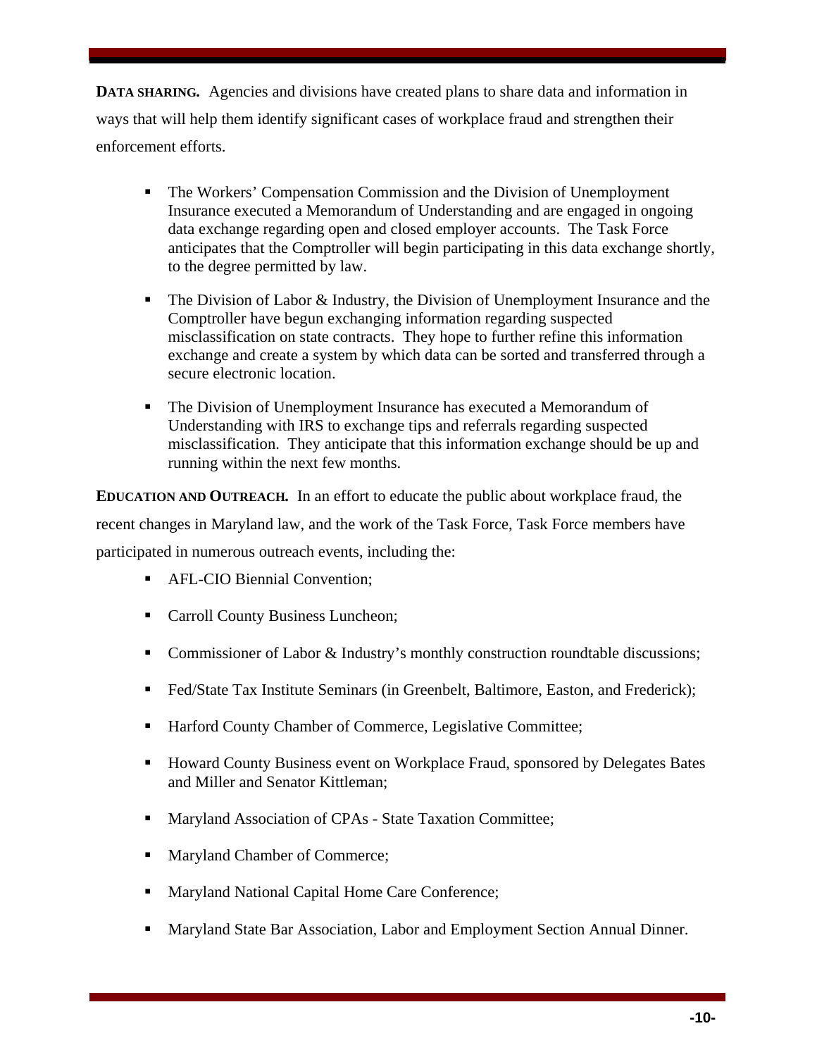**DATA SHARING.** Agencies and divisions have created plans to share data and information in ways that will help them identify significant cases of workplace fraud and strengthen their enforcement efforts.

- The Workers' Compensation Commission and the Division of Unemployment Insurance executed a Memorandum of Understanding and are engaged in ongoing data exchange regarding open and closed employer accounts. The Task Force anticipates that the Comptroller will begin participating in this data exchange shortly, to the degree permitted by law.

- The Division of Labor & Industry, the Division of Unemployment Insurance and the Comptroller have begun exchanging information regarding suspected misclassification on state contracts. They hope to further refine this information exchange and create a system by which data can be sorted and transferred through a secure electronic location.

- The Division of Unemployment Insurance has executed a Memorandum of Understanding with IRS to exchange tips and referrals regarding suspected misclassification. They anticipate that this information exchange should be up and running within the next few months.

**EDUCATION AND OUTREACH.** In an effort to educate the public about workplace fraud, the recent changes in Maryland law, and the work of the Task Force, Task Force members have participated in numerous outreach events, including the:

- AFL-CIO Biennial Convention;
- Carroll County Business Luncheon;
- Commissioner of Labor & Industry's monthly construction roundtable discussions;
- Fed/State Tax Institute Seminars (in Greenbelt, Baltimore, Easton, and Frederick);
- Harford County Chamber of Commerce, Legislative Committee;
- Howard County Business event on Workplace Fraud, sponsored by Delegates Bates and Miller and Senator Kittleman;
- Maryland Association of CPAs - State Taxation Committee;
- Maryland Chamber of Commerce;
- Maryland National Capital Home Care Conference;
- Maryland State Bar Association, Labor and Employment Section Annual Dinner.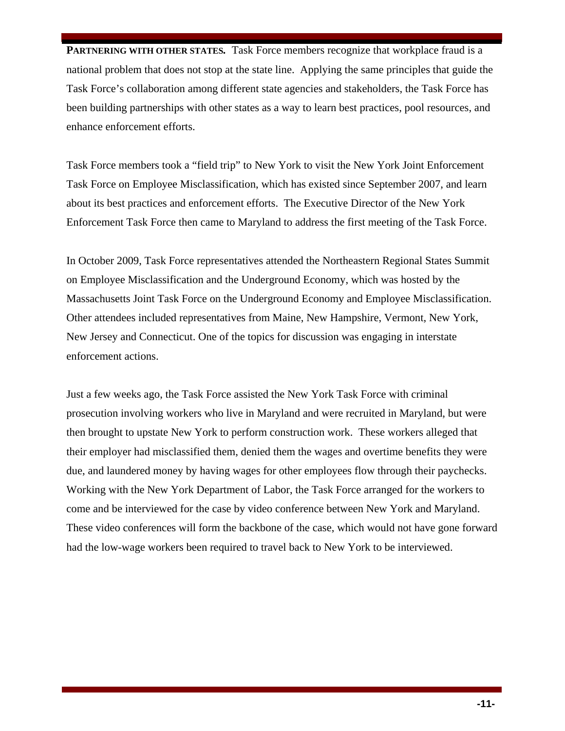**PARTNERING WITH OTHER STATES.** Task Force members recognize that workplace fraud is a national problem that does not stop at the state line. Applying the same principles that guide the Task Force's collaboration among different state agencies and stakeholders, the Task Force has been building partnerships with other states as a way to learn best practices, pool resources, and enhance enforcement efforts.

Task Force members took a "field trip" to New York to visit the New York Joint Enforcement Task Force on Employee Misclassification, which has existed since September 2007, and learn about its best practices and enforcement efforts. The Executive Director of the New York Enforcement Task Force then came to Maryland to address the first meeting of the Task Force.

In October 2009, Task Force representatives attended the Northeastern Regional States Summit on Employee Misclassification and the Underground Economy, which was hosted by the Massachusetts Joint Task Force on the Underground Economy and Employee Misclassification. Other attendees included representatives from Maine, New Hampshire, Vermont, New York, New Jersey and Connecticut. One of the topics for discussion was engaging in interstate enforcement actions.

Just a few weeks ago, the Task Force assisted the New York Task Force with criminal prosecution involving workers who live in Maryland and were recruited in Maryland, but were then brought to upstate New York to perform construction work. These workers alleged that their employer had misclassified them, denied them the wages and overtime benefits they were due, and laundered money by having wages for other employees flow through their paychecks. Working with the New York Department of Labor, the Task Force arranged for the workers to come and be interviewed for the case by video conference between New York and Maryland. These video conferences will form the backbone of the case, which would not have gone forward had the low-wage workers been required to travel back to New York to be interviewed.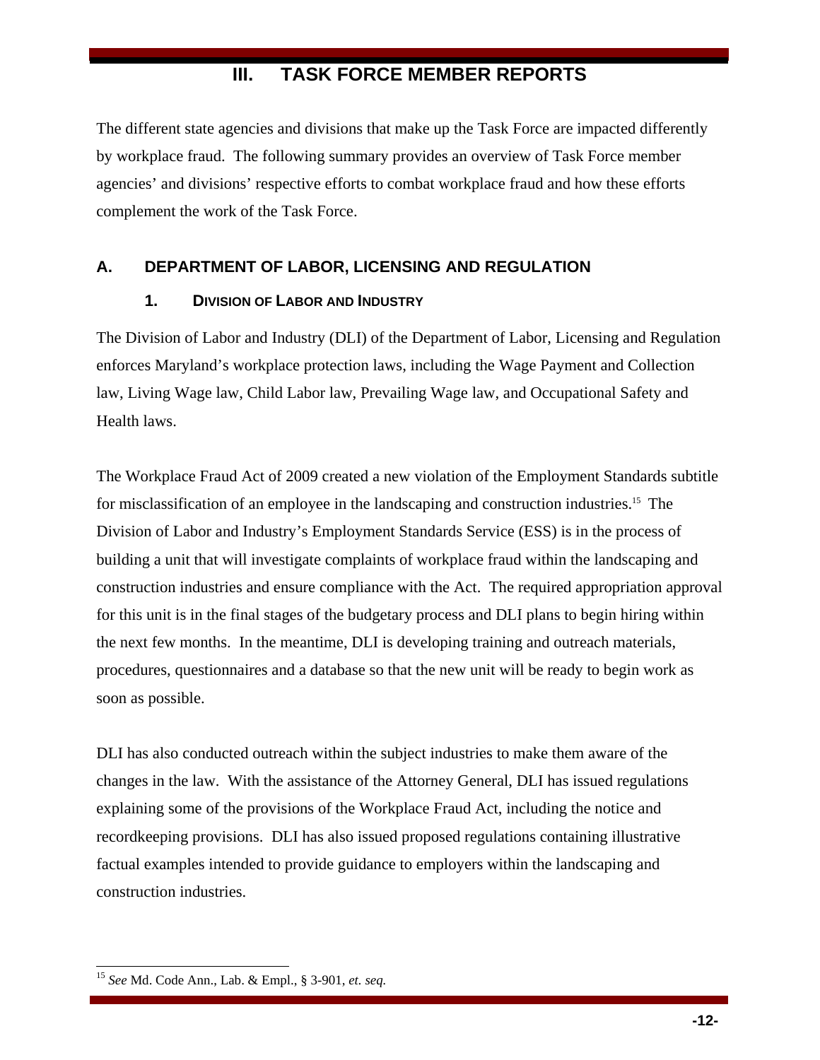# III. TASK FORCE MEMBER REPORTS

The different state agencies and divisions that make up the Task Force are impacted differently by workplace fraud. The following summary provides an overview of Task Force member agencies' and divisions' respective efforts to combat workplace fraud and how these efforts complement the work of the Task Force.

## A. DEPARTMENT OF LABOR, LICENSING AND REGULATION

### 1. DIVISION OF LABOR AND INDUSTRY

The Division of Labor and Industry (DLI) of the Department of Labor, Licensing and Regulation enforces Maryland's workplace protection laws, including the Wage Payment and Collection law, Living Wage law, Child Labor law, Prevailing Wage law, and Occupational Safety and Health laws.

The Workplace Fraud Act of 2009 created a new violation of the Employment Standards subtitle for misclassification of an employee in the landscaping and construction industries.[15] The Division of Labor and Industry's Employment Standards Service (ESS) is in the process of building a unit that will investigate complaints of workplace fraud within the landscaping and construction industries and ensure compliance with the Act. The required appropriation approval for this unit is in the final stages of the budgetary process and DLI plans to begin hiring within the next few months. In the meantime, DLI is developing training and outreach materials, procedures, questionnaires and a database so that the new unit will be ready to begin work as soon as possible.

DLI has also conducted outreach within the subject industries to make them aware of the changes in the law. With the assistance of the Attorney General, DLI has issued regulations explaining some of the provisions of the Workplace Fraud Act, including the notice and recordkeeping provisions. DLI has also issued proposed regulations containing illustrative factual examples intended to provide guidance to employers within the landscaping and construction industries.

---

[15] *See* Md. Code Ann., Lab. & Empl., § 3-901, *et. seq.*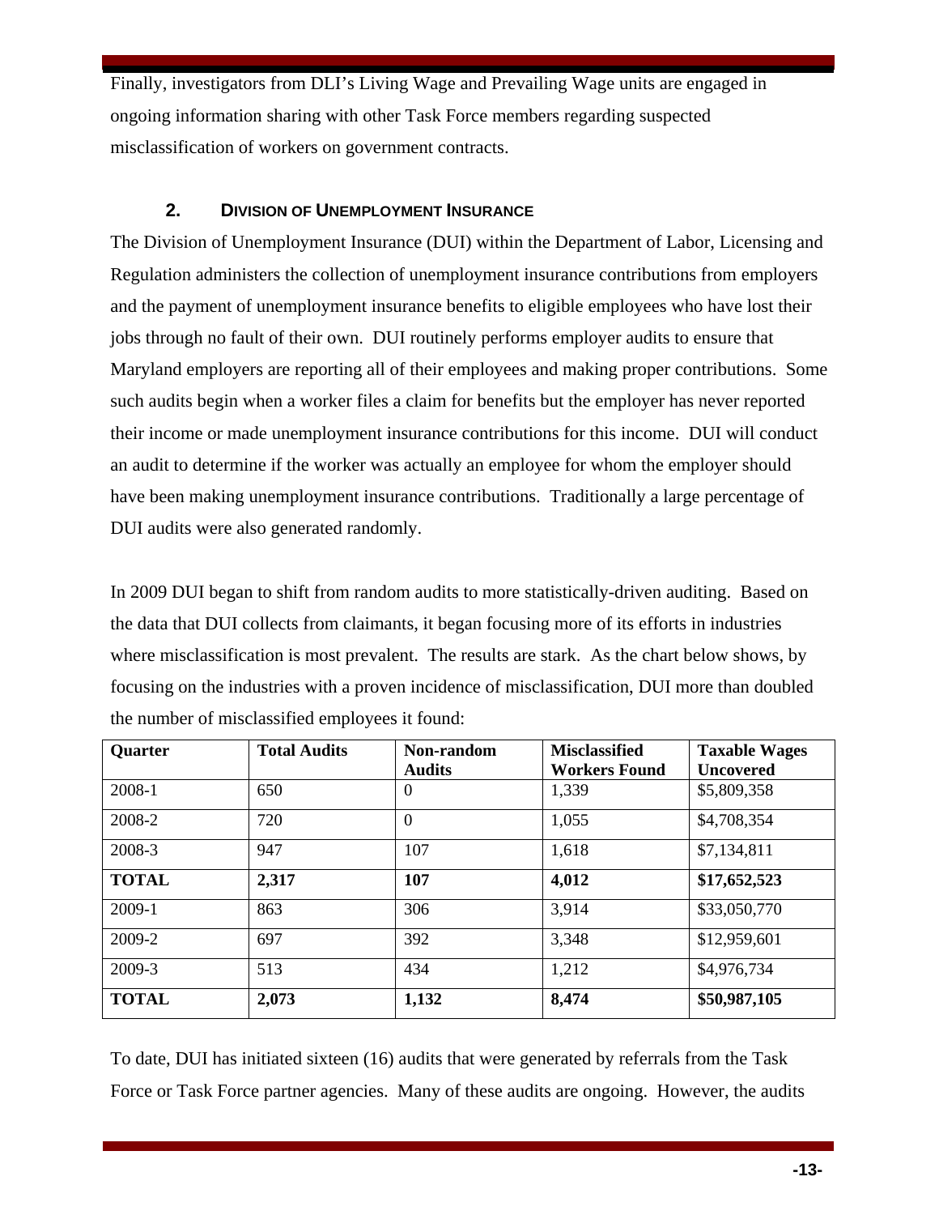Finally, investigators from DLI's Living Wage and Prevailing Wage units are engaged in ongoing information sharing with other Task Force members regarding suspected misclassification of workers on government contracts.

### 2. Division of Unemployment Insurance

The Division of Unemployment Insurance (DUI) within the Department of Labor, Licensing and Regulation administers the collection of unemployment insurance contributions from employers and the payment of unemployment insurance benefits to eligible employees who have lost their jobs through no fault of their own. DUI routinely performs employer audits to ensure that Maryland employers are reporting all of their employees and making proper contributions. Some such audits begin when a worker files a claim for benefits but the employer has never reported their income or made unemployment insurance contributions for this income. DUI will conduct an audit to determine if the worker was actually an employee for whom the employer should have been making unemployment insurance contributions. Traditionally a large percentage of DUI audits were also generated randomly.

In 2009 DUI began to shift from random audits to more statistically-driven auditing. Based on the data that DUI collects from claimants, it began focusing more of its efforts in industries where misclassification is most prevalent. The results are stark. As the chart below shows, by focusing on the industries with a proven incidence of misclassification, DUI more than doubled the number of misclassified employees it found:

| Quarter | Total Audits | Non-random Audits | Misclassified Workers Found | Taxable Wages Uncovered |
|---|---|---|---|---|
| 2008-1 | 650 | 0 | 1,339 | $5,809,358 |
| 2008-2 | 720 | 0 | 1,055 | $4,708,354 |
| 2008-3 | 947 | 107 | 1,618 | $7,134,811 |
| **TOTAL** | **2,317** | **107** | **4,012** | **$17,652,523** |
| 2009-1 | 863 | 306 | 3,914 | $33,050,770 |
| 2009-2 | 697 | 392 | 3,348 | $12,959,601 |
| 2009-3 | 513 | 434 | 1,212 | $4,976,734 |
| **TOTAL** | **2,073** | **1,132** | **8,474** | **$50,987,105** |

To date, DUI has initiated sixteen (16) audits that were generated by referrals from the Task Force or Task Force partner agencies. Many of these audits are ongoing. However, the audits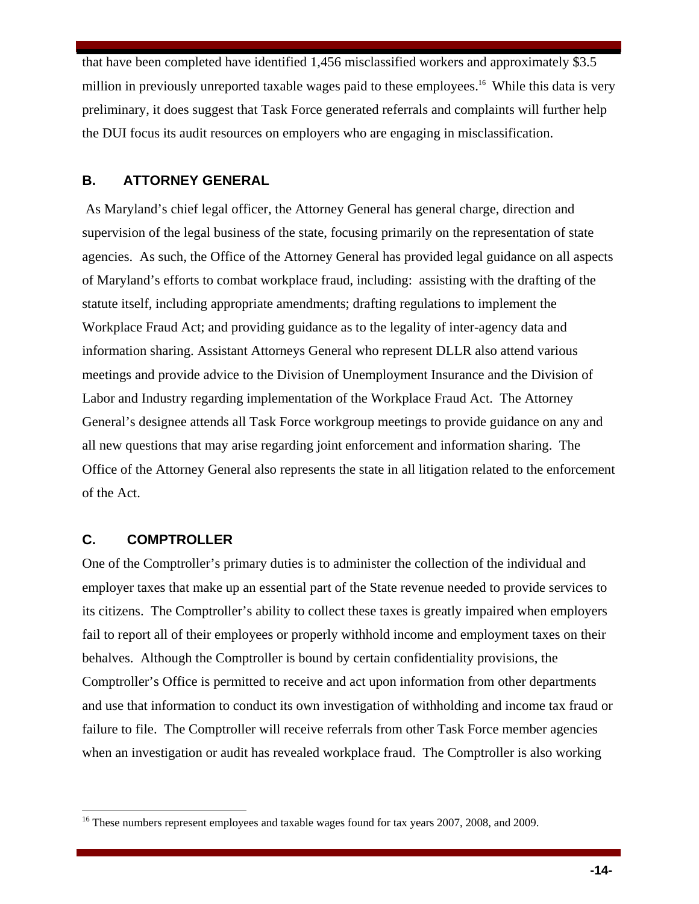that have been completed have identified 1,456 misclassified workers and approximately $3.5 million in previously unreported taxable wages paid to these employees.[16] While this data is very preliminary, it does suggest that Task Force generated referrals and complaints will further help the DUI focus its audit resources on employers who are engaging in misclassification.

### B. ATTORNEY GENERAL

As Maryland's chief legal officer, the Attorney General has general charge, direction and supervision of the legal business of the state, focusing primarily on the representation of state agencies. As such, the Office of the Attorney General has provided legal guidance on all aspects of Maryland's efforts to combat workplace fraud, including: assisting with the drafting of the statute itself, including appropriate amendments; drafting regulations to implement the Workplace Fraud Act; and providing guidance as to the legality of inter-agency data and information sharing. Assistant Attorneys General who represent DLLR also attend various meetings and provide advice to the Division of Unemployment Insurance and the Division of Labor and Industry regarding implementation of the Workplace Fraud Act. The Attorney General's designee attends all Task Force workgroup meetings to provide guidance on any and all new questions that may arise regarding joint enforcement and information sharing. The Office of the Attorney General also represents the state in all litigation related to the enforcement of the Act.

### C. COMPTROLLER

One of the Comptroller's primary duties is to administer the collection of the individual and employer taxes that make up an essential part of the State revenue needed to provide services to its citizens. The Comptroller's ability to collect these taxes is greatly impaired when employers fail to report all of their employees or properly withhold income and employment taxes on their behalves. Although the Comptroller is bound by certain confidentiality provisions, the Comptroller's Office is permitted to receive and act upon information from other departments and use that information to conduct its own investigation of withholding and income tax fraud or failure to file. The Comptroller will receive referrals from other Task Force member agencies when an investigation or audit has revealed workplace fraud. The Comptroller is also working

---

[16] These numbers represent employees and taxable wages found for tax years 2007, 2008, and 2009.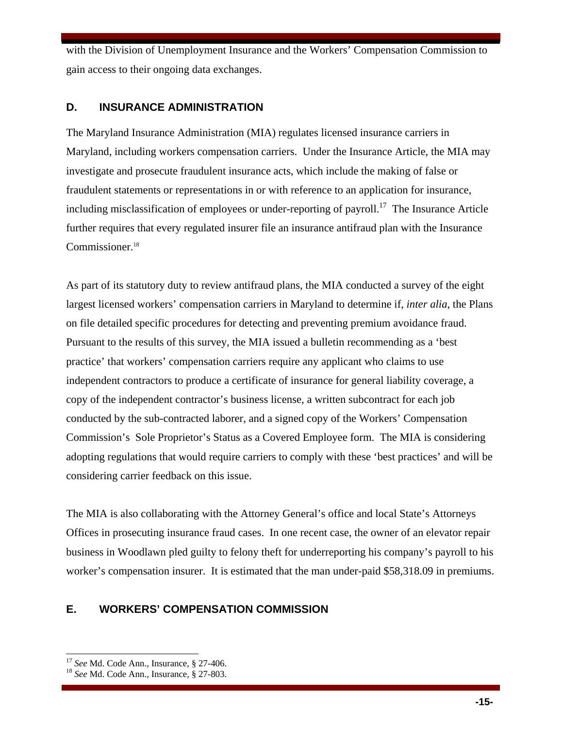with the Division of Unemployment Insurance and the Workers' Compensation Commission to gain access to their ongoing data exchanges.

### D. INSURANCE ADMINISTRATION

The Maryland Insurance Administration (MIA) regulates licensed insurance carriers in Maryland, including workers compensation carriers. Under the Insurance Article, the MIA may investigate and prosecute fraudulent insurance acts, which include the making of false or fraudulent statements or representations in or with reference to an application for insurance, including misclassification of employees or under-reporting of payroll.[17] The Insurance Article further requires that every regulated insurer file an insurance antifraud plan with the Insurance Commissioner.[18]

As part of its statutory duty to review antifraud plans, the MIA conducted a survey of the eight largest licensed workers' compensation carriers in Maryland to determine if, *inter alia*, the Plans on file detailed specific procedures for detecting and preventing premium avoidance fraud. Pursuant to the results of this survey, the MIA issued a bulletin recommending as a 'best practice' that workers' compensation carriers require any applicant who claims to use independent contractors to produce a certificate of insurance for general liability coverage, a copy of the independent contractor's business license, a written subcontract for each job conducted by the sub-contracted laborer, and a signed copy of the Workers' Compensation Commission's Sole Proprietor's Status as a Covered Employee form. The MIA is considering adopting regulations that would require carriers to comply with these 'best practices' and will be considering carrier feedback on this issue.

The MIA is also collaborating with the Attorney General's office and local State's Attorneys Offices in prosecuting insurance fraud cases. In one recent case, the owner of an elevator repair business in Woodlawn pled guilty to felony theft for underreporting his company's payroll to his worker's compensation insurer. It is estimated that the man under-paid $58,318.09 in premiums.

### E. WORKERS' COMPENSATION COMMISSION

[17] *See* Md. Code Ann., Insurance, § 27-406.
[18] *See* Md. Code Ann., Insurance, § 27-803.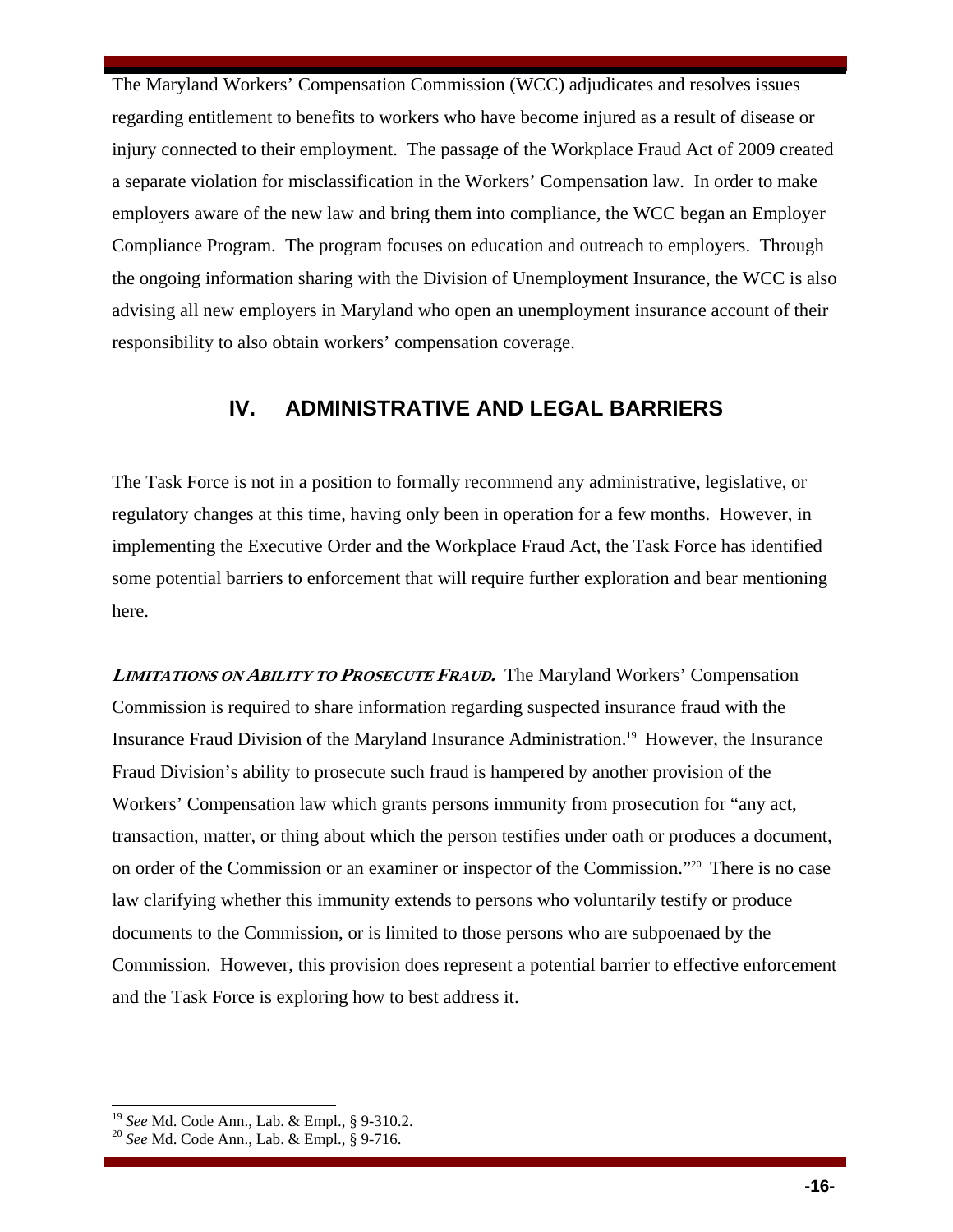The Maryland Workers' Compensation Commission (WCC) adjudicates and resolves issues regarding entitlement to benefits to workers who have become injured as a result of disease or injury connected to their employment. The passage of the Workplace Fraud Act of 2009 created a separate violation for misclassification in the Workers' Compensation law. In order to make employers aware of the new law and bring them into compliance, the WCC began an Employer Compliance Program. The program focuses on education and outreach to employers. Through the ongoing information sharing with the Division of Unemployment Insurance, the WCC is also advising all new employers in Maryland who open an unemployment insurance account of their responsibility to also obtain workers' compensation coverage.

## IV. ADMINISTRATIVE AND LEGAL BARRIERS

The Task Force is not in a position to formally recommend any administrative, legislative, or regulatory changes at this time, having only been in operation for a few months. However, in implementing the Executive Order and the Workplace Fraud Act, the Task Force has identified some potential barriers to enforcement that will require further exploration and bear mentioning here.

***LIMITATIONS ON ABILITY TO PROSECUTE FRAUD.*** The Maryland Workers' Compensation Commission is required to share information regarding suspected insurance fraud with the Insurance Fraud Division of the Maryland Insurance Administration.[19] However, the Insurance Fraud Division's ability to prosecute such fraud is hampered by another provision of the Workers' Compensation law which grants persons immunity from prosecution for "any act, transaction, matter, or thing about which the person testifies under oath or produces a document, on order of the Commission or an examiner or inspector of the Commission."[20] There is no case law clarifying whether this immunity extends to persons who voluntarily testify or produce documents to the Commission, or is limited to those persons who are subpoenaed by the Commission. However, this provision does represent a potential barrier to effective enforcement and the Task Force is exploring how to best address it.

---

[19] *See* Md. Code Ann., Lab. & Empl., § 9-310.2.

[20] *See* Md. Code Ann., Lab. & Empl., § 9-716.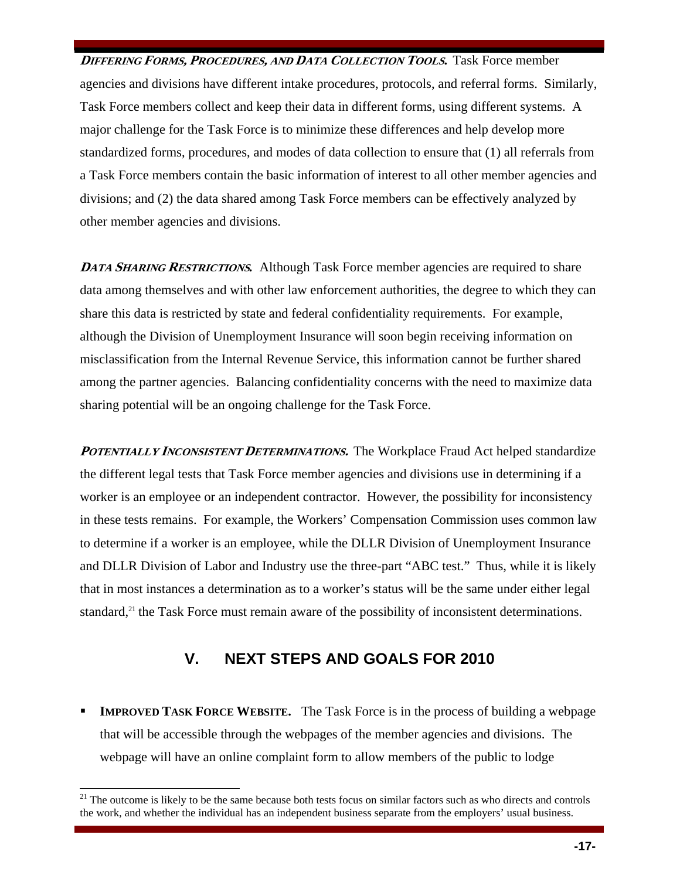***Differing Forms, Procedures, and Data Collection Tools.*** Task Force member agencies and divisions have different intake procedures, protocols, and referral forms. Similarly, Task Force members collect and keep their data in different forms, using different systems. A major challenge for the Task Force is to minimize these differences and help develop more standardized forms, procedures, and modes of data collection to ensure that (1) all referrals from a Task Force members contain the basic information of interest to all other member agencies and divisions; and (2) the data shared among Task Force members can be effectively analyzed by other member agencies and divisions.

***Data Sharing Restrictions.*** Although Task Force member agencies are required to share data among themselves and with other law enforcement authorities, the degree to which they can share this data is restricted by state and federal confidentiality requirements. For example, although the Division of Unemployment Insurance will soon begin receiving information on misclassification from the Internal Revenue Service, this information cannot be further shared among the partner agencies. Balancing confidentiality concerns with the need to maximize data sharing potential will be an ongoing challenge for the Task Force.

***Potentially Inconsistent Determinations.*** The Workplace Fraud Act helped standardize the different legal tests that Task Force member agencies and divisions use in determining if a worker is an employee or an independent contractor. However, the possibility for inconsistency in these tests remains. For example, the Workers' Compensation Commission uses common law to determine if a worker is an employee, while the DLLR Division of Unemployment Insurance and DLLR Division of Labor and Industry use the three-part "ABC test." Thus, while it is likely that in most instances a determination as to a worker's status will be the same under either legal standard,[21] the Task Force must remain aware of the possibility of inconsistent determinations.

## V. NEXT STEPS AND GOALS FOR 2010

- **Improved Task Force Website.** The Task Force is in the process of building a webpage that will be accessible through the webpages of the member agencies and divisions. The webpage will have an online complaint form to allow members of the public to lodge

[21] The outcome is likely to be the same because both tests focus on similar factors such as who directs and controls the work, and whether the individual has an independent business separate from the employers' usual business.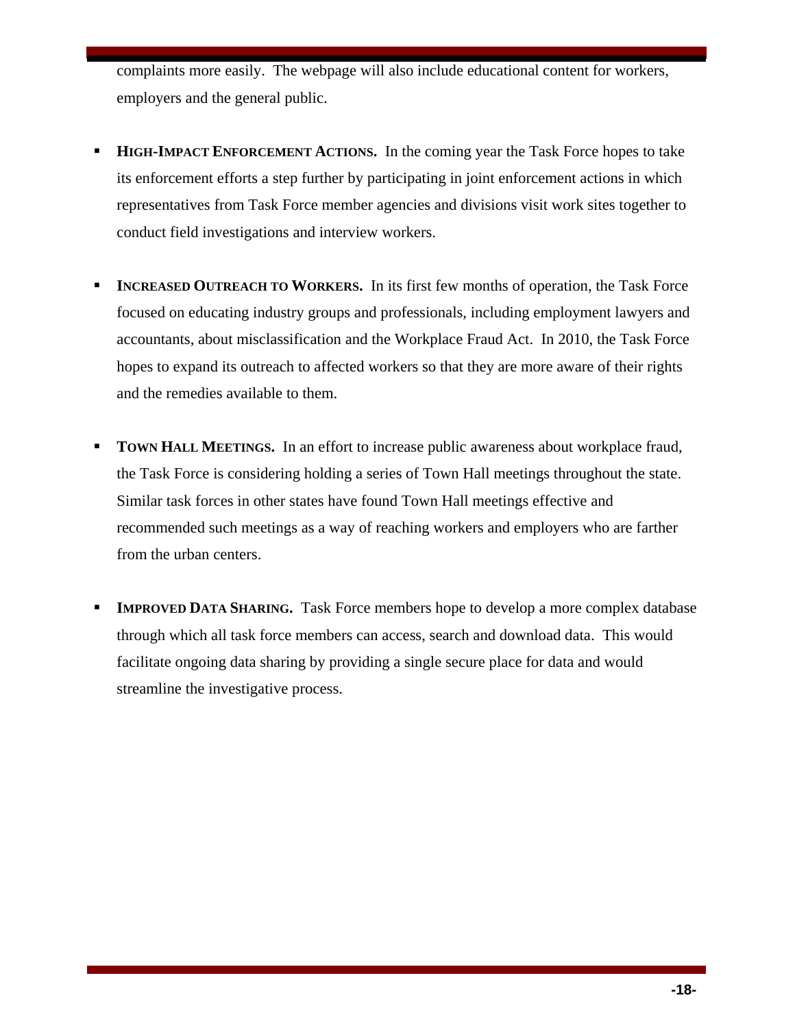complaints more easily. The webpage will also include educational content for workers, employers and the general public.

- **HIGH-IMPACT ENFORCEMENT ACTIONS.** In the coming year the Task Force hopes to take its enforcement efforts a step further by participating in joint enforcement actions in which representatives from Task Force member agencies and divisions visit work sites together to conduct field investigations and interview workers.

- **INCREASED OUTREACH TO WORKERS.** In its first few months of operation, the Task Force focused on educating industry groups and professionals, including employment lawyers and accountants, about misclassification and the Workplace Fraud Act. In 2010, the Task Force hopes to expand its outreach to affected workers so that they are more aware of their rights and the remedies available to them.

- **TOWN HALL MEETINGS.** In an effort to increase public awareness about workplace fraud, the Task Force is considering holding a series of Town Hall meetings throughout the state. Similar task forces in other states have found Town Hall meetings effective and recommended such meetings as a way of reaching workers and employers who are farther from the urban centers.

- **IMPROVED DATA SHARING.** Task Force members hope to develop a more complex database through which all task force members can access, search and download data. This would facilitate ongoing data sharing by providing a single secure place for data and would streamline the investigative process.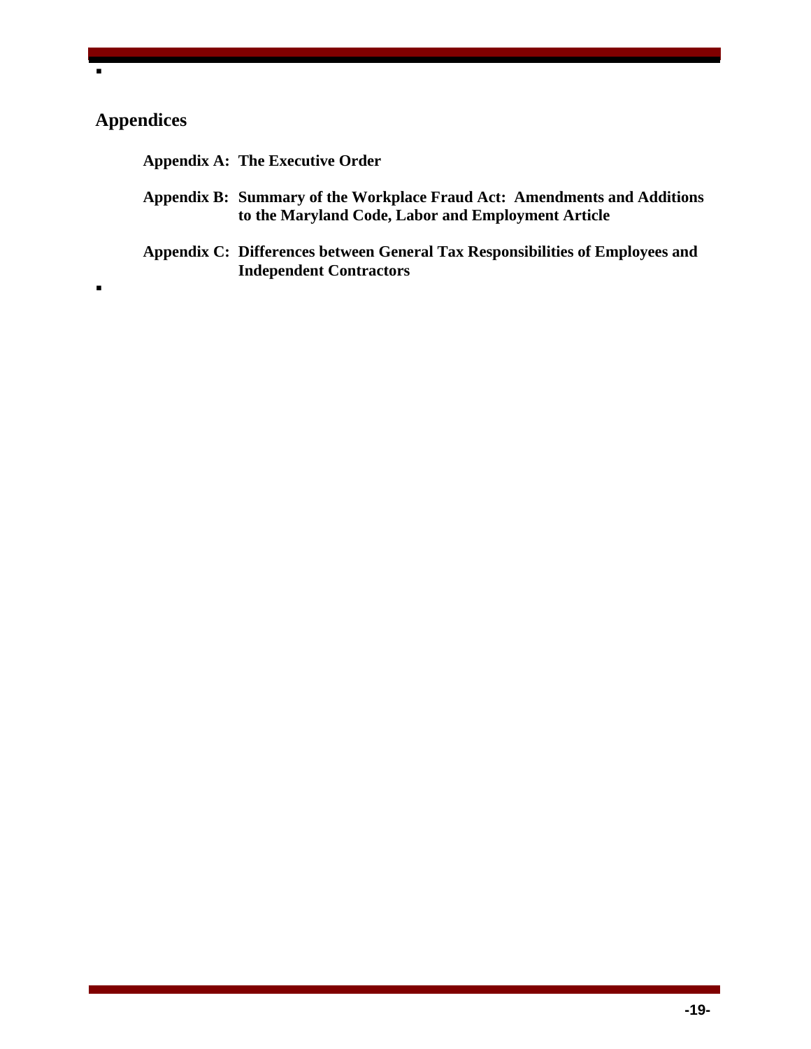## Appendices

**Appendix A: The Executive Order**

**Appendix B: Summary of the Workplace Fraud Act: Amendments and Additions to the Maryland Code, Labor and Employment Article**

**Appendix C: Differences between General Tax Responsibilities of Employees and Independent Contractors**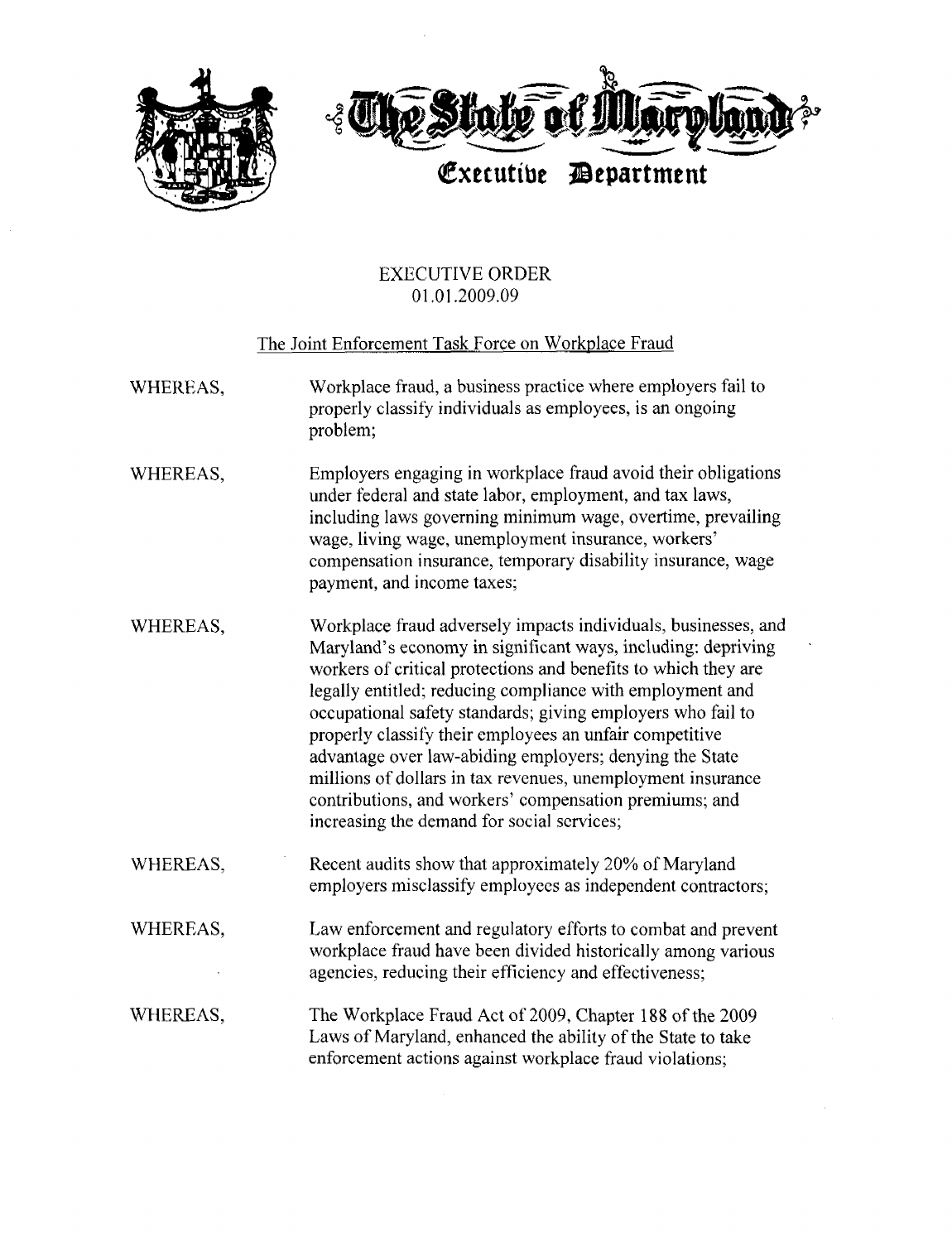# The State of Maryland

## Executive Department

EXECUTIVE ORDER
01.01.2009.09

The Joint Enforcement Task Force on Workplace Fraud

WHEREAS, Workplace fraud, a business practice where employers fail to properly classify individuals as employees, is an ongoing problem;

WHEREAS, Employers engaging in workplace fraud avoid their obligations under federal and state labor, employment, and tax laws, including laws governing minimum wage, overtime, prevailing wage, living wage, unemployment insurance, workers' compensation insurance, temporary disability insurance, wage payment, and income taxes;

WHEREAS, Workplace fraud adversely impacts individuals, businesses, and Maryland's economy in significant ways, including: depriving workers of critical protections and benefits to which they are legally entitled; reducing compliance with employment and occupational safety standards; giving employers who fail to properly classify their employees an unfair competitive advantage over law-abiding employers; denying the State millions of dollars in tax revenues, unemployment insurance contributions, and workers' compensation premiums; and increasing the demand for social services;

WHEREAS, Recent audits show that approximately 20% of Maryland employers misclassify employees as independent contractors;

WHEREAS, Law enforcement and regulatory efforts to combat and prevent workplace fraud have been divided historically among various agencies, reducing their efficiency and effectiveness;

WHEREAS, The Workplace Fraud Act of 2009, Chapter 188 of the 2009 Laws of Maryland, enhanced the ability of the State to take enforcement actions against workplace fraud violations;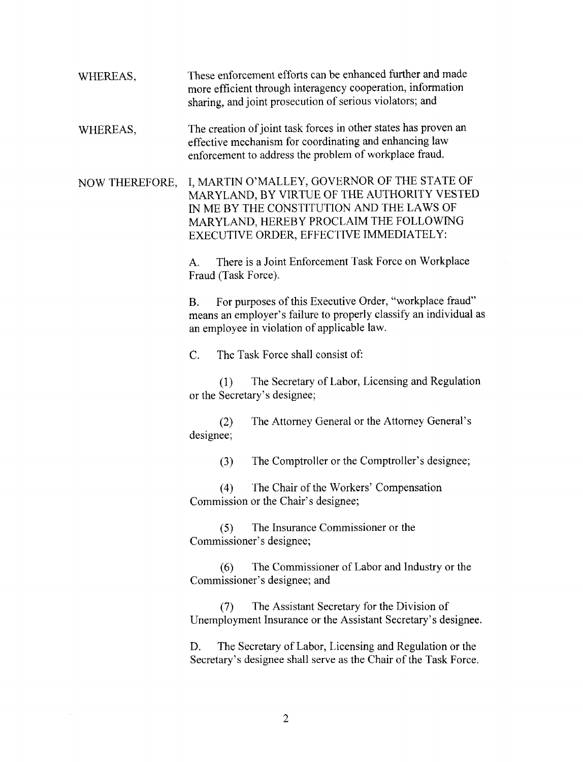WHEREAS, These enforcement efforts can be enhanced further and made more efficient through interagency cooperation, information sharing, and joint prosecution of serious violators; and

WHEREAS, The creation of joint task forces in other states has proven an effective mechanism for coordinating and enhancing law enforcement to address the problem of workplace fraud.

NOW THEREFORE, I, MARTIN O'MALLEY, GOVERNOR OF THE STATE OF MARYLAND, BY VIRTUE OF THE AUTHORITY VESTED IN ME BY THE CONSTITUTION AND THE LAWS OF MARYLAND, HEREBY PROCLAIM THE FOLLOWING EXECUTIVE ORDER, EFFECTIVE IMMEDIATELY:

A. There is a Joint Enforcement Task Force on Workplace Fraud (Task Force).

B. For purposes of this Executive Order, "workplace fraud" means an employer's failure to properly classify an individual as an employee in violation of applicable law.

C. The Task Force shall consist of:

(1) The Secretary of Labor, Licensing and Regulation or the Secretary's designee;

(2) The Attorney General or the Attorney General's designee;

(3) The Comptroller or the Comptroller's designee;

(4) The Chair of the Workers' Compensation Commission or the Chair's designee;

(5) The Insurance Commissioner or the Commissioner's designee;

(6) The Commissioner of Labor and Industry or the Commissioner's designee; and

(7) The Assistant Secretary for the Division of Unemployment Insurance or the Assistant Secretary's designee.

D. The Secretary of Labor, Licensing and Regulation or the Secretary's designee shall serve as the Chair of the Task Force.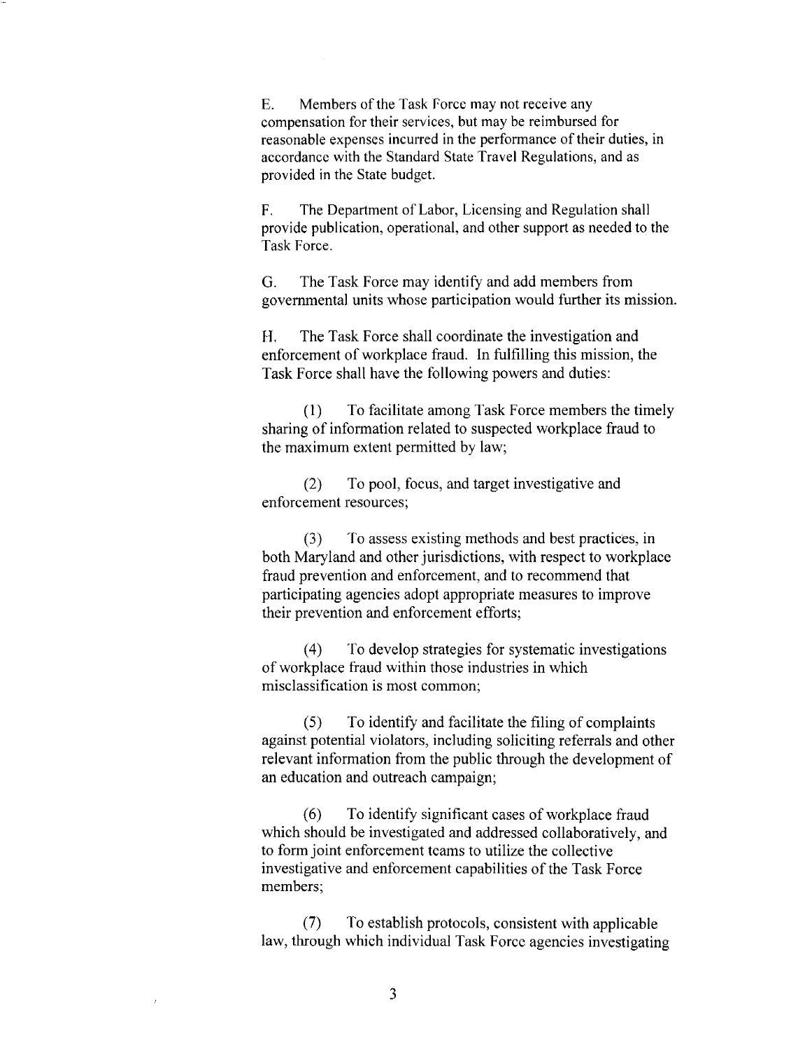E. Members of the Task Force may not receive any compensation for their services, but may be reimbursed for reasonable expenses incurred in the performance of their duties, in accordance with the Standard State Travel Regulations, and as provided in the State budget.

F. The Department of Labor, Licensing and Regulation shall provide publication, operational, and other support as needed to the Task Force.

G. The Task Force may identify and add members from governmental units whose participation would further its mission.

H. The Task Force shall coordinate the investigation and enforcement of workplace fraud. In fulfilling this mission, the Task Force shall have the following powers and duties:

(1) To facilitate among Task Force members the timely sharing of information related to suspected workplace fraud to the maximum extent permitted by law;

(2) To pool, focus, and target investigative and enforcement resources;

(3) To assess existing methods and best practices, in both Maryland and other jurisdictions, with respect to workplace fraud prevention and enforcement, and to recommend that participating agencies adopt appropriate measures to improve their prevention and enforcement efforts;

(4) To develop strategies for systematic investigations of workplace fraud within those industries in which misclassification is most common;

(5) To identify and facilitate the filing of complaints against potential violators, including soliciting referrals and other relevant information from the public through the development of an education and outreach campaign;

(6) To identify significant cases of workplace fraud which should be investigated and addressed collaboratively, and to form joint enforcement teams to utilize the collective investigative and enforcement capabilities of the Task Force members;

(7) To establish protocols, consistent with applicable law, through which individual Task Force agencies investigating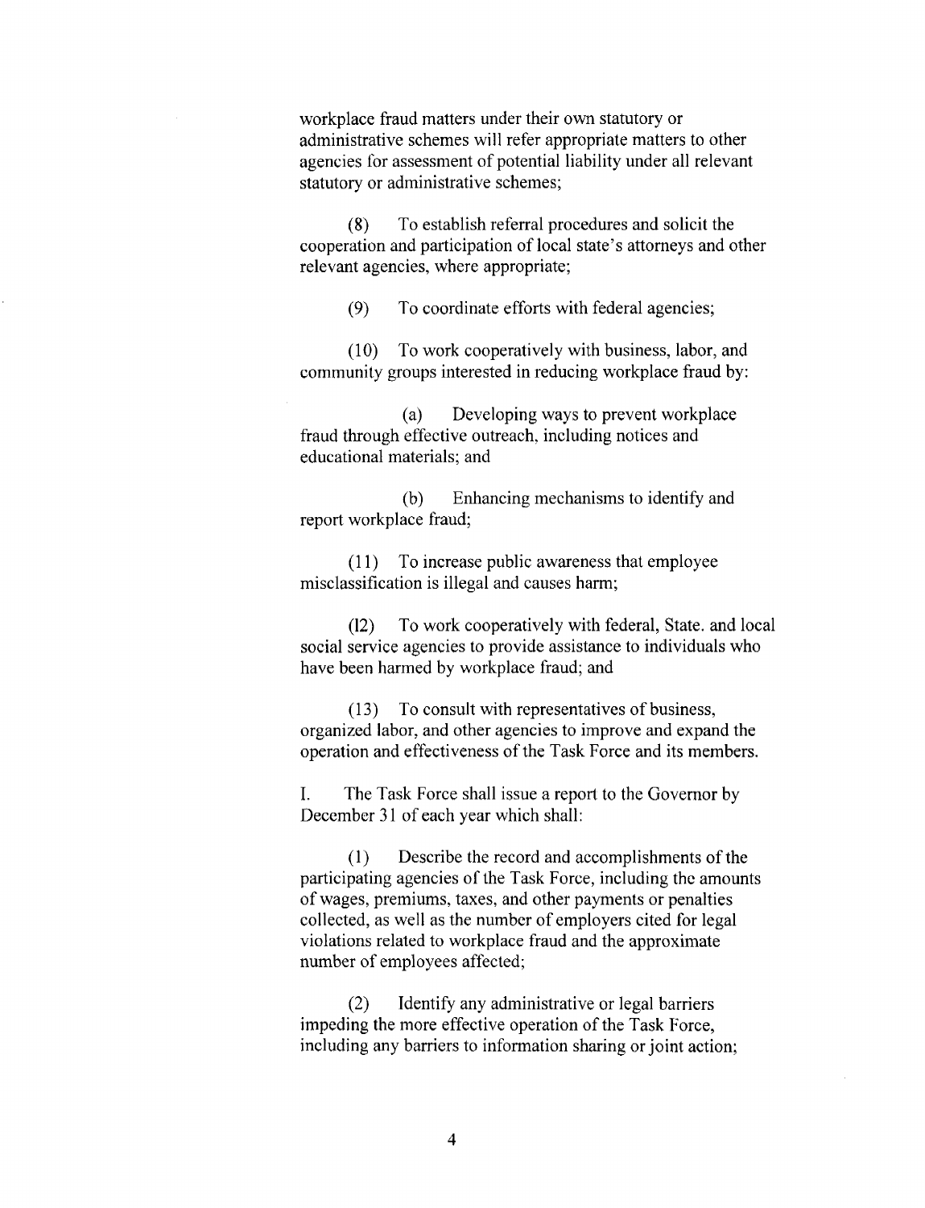workplace fraud matters under their own statutory or administrative schemes will refer appropriate matters to other agencies for assessment of potential liability under all relevant statutory or administrative schemes;

(8) To establish referral procedures and solicit the cooperation and participation of local state's attorneys and other relevant agencies, where appropriate;

(9) To coordinate efforts with federal agencies;

(10) To work cooperatively with business, labor, and community groups interested in reducing workplace fraud by:

(a) Developing ways to prevent workplace fraud through effective outreach, including notices and educational materials; and

(b) Enhancing mechanisms to identify and report workplace fraud;

(11) To increase public awareness that employee misclassification is illegal and causes harm;

(12) To work cooperatively with federal, State. and local social service agencies to provide assistance to individuals who have been harmed by workplace fraud; and

(13) To consult with representatives of business, organized labor, and other agencies to improve and expand the operation and effectiveness of the Task Force and its members.

I. The Task Force shall issue a report to the Governor by December 31 of each year which shall:

(1) Describe the record and accomplishments of the participating agencies of the Task Force, including the amounts of wages, premiums, taxes, and other payments or penalties collected, as well as the number of employers cited for legal violations related to workplace fraud and the approximate number of employees affected;

(2) Identify any administrative or legal barriers impeding the more effective operation of the Task Force, including any barriers to information sharing or joint action;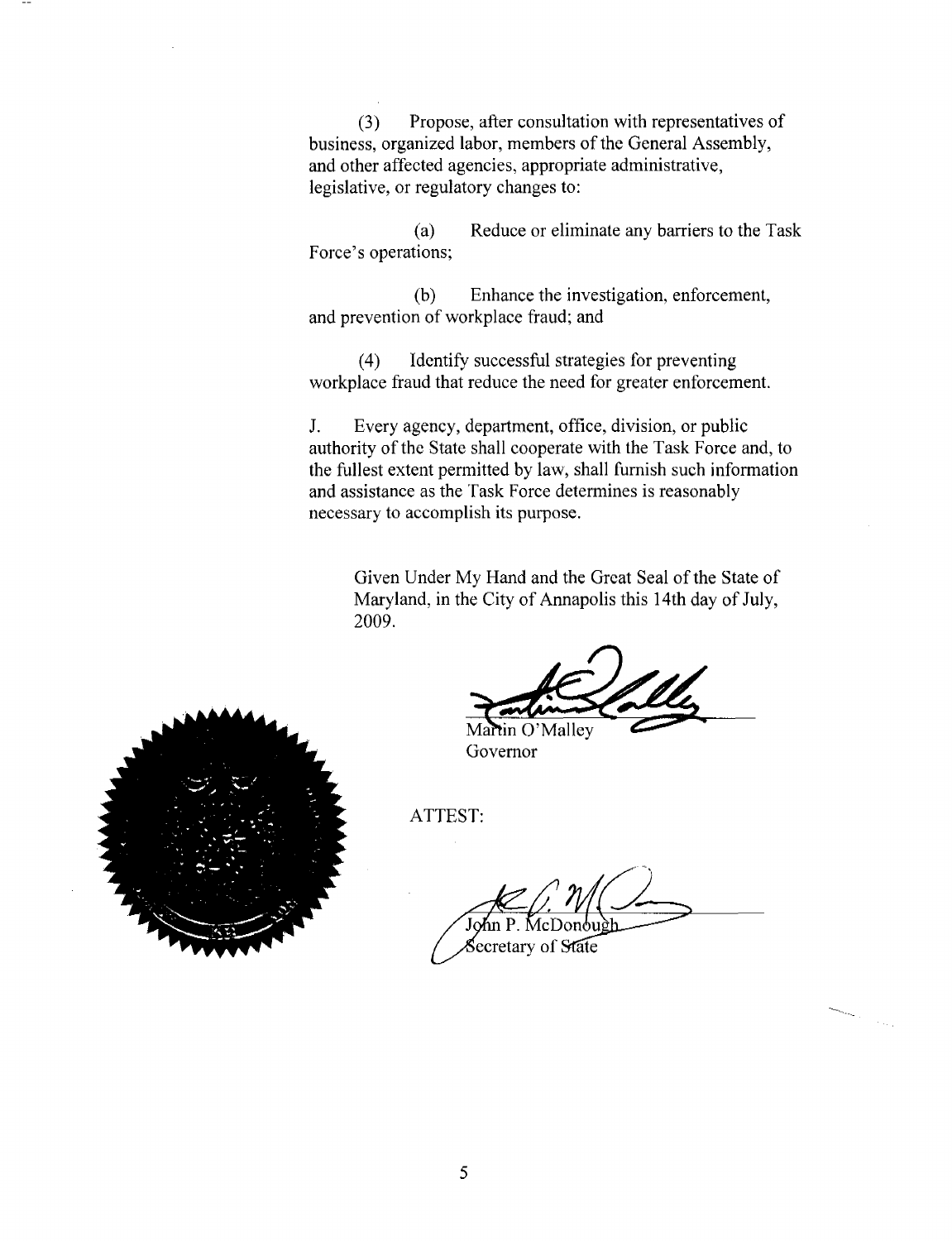(3) Propose, after consultation with representatives of business, organized labor, members of the General Assembly, and other affected agencies, appropriate administrative, legislative, or regulatory changes to:

(a) Reduce or eliminate any barriers to the Task Force's operations;

(b) Enhance the investigation, enforcement, and prevention of workplace fraud; and

(4) Identify successful strategies for preventing workplace fraud that reduce the need for greater enforcement.

J. Every agency, department, office, division, or public authority of the State shall cooperate with the Task Force and, to the fullest extent permitted by law, shall furnish such information and assistance as the Task Force determines is reasonably necessary to accomplish its purpose.

Given Under My Hand and the Great Seal of the State of Maryland, in the City of Annapolis this 14th day of July, 2009.

Martin O'Malley
Governor

ATTEST:

John P. McDonough
Secretary of State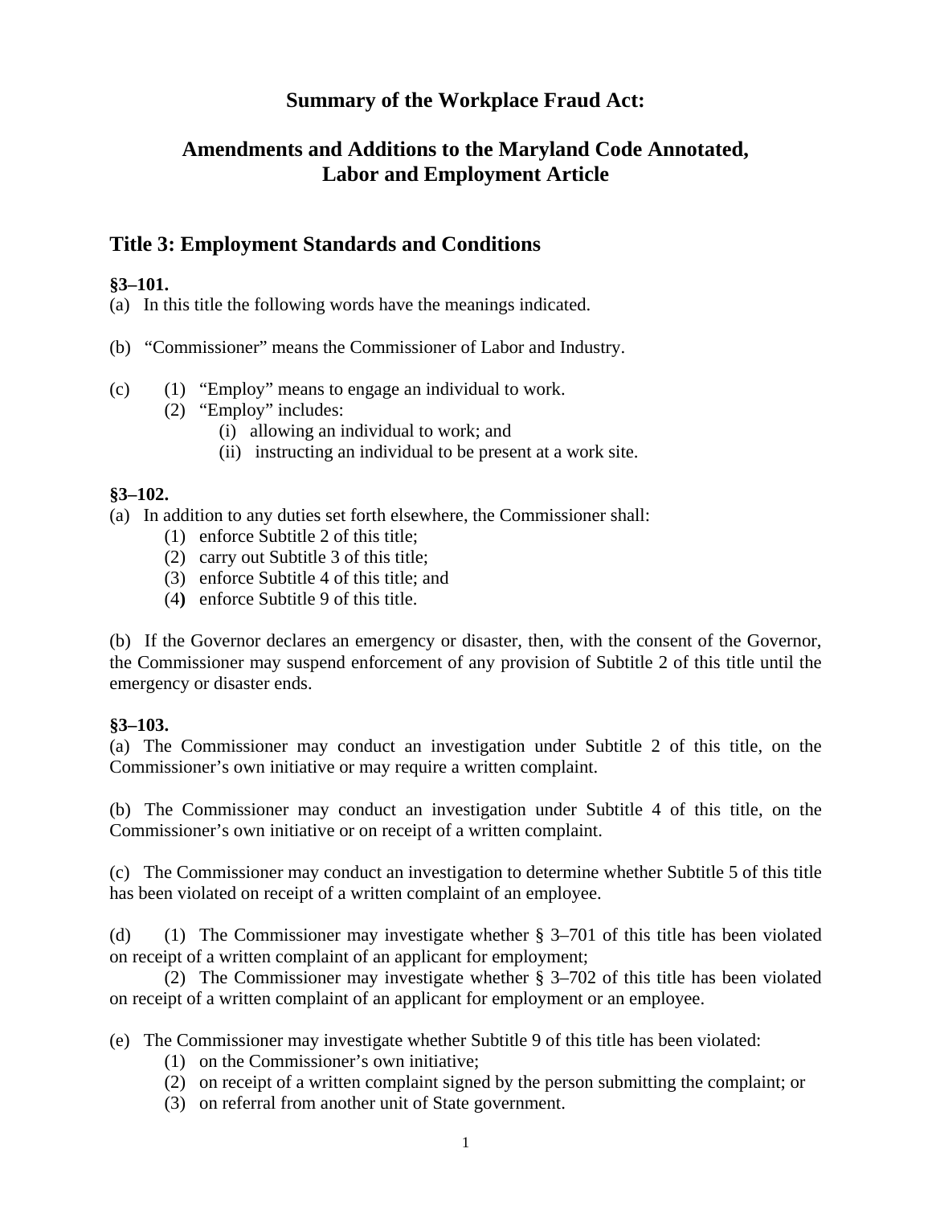# Summary of the Workplace Fraud Act:

## Amendments and Additions to the Maryland Code Annotated, Labor and Employment Article

## Title 3: Employment Standards and Conditions

**§3–101.**

(a) In this title the following words have the meanings indicated.

(b) "Commissioner" means the Commissioner of Labor and Industry.

(c) (1) "Employ" means to engage an individual to work.
  (2) "Employ" includes:
    (i) allowing an individual to work; and
    (ii) instructing an individual to be present at a work site.

**§3–102.**

(a) In addition to any duties set forth elsewhere, the Commissioner shall:
  (1) enforce Subtitle 2 of this title;
  (2) carry out Subtitle 3 of this title;
  (3) enforce Subtitle 4 of this title; and
  (4) enforce Subtitle 9 of this title.

(b) If the Governor declares an emergency or disaster, then, with the consent of the Governor, the Commissioner may suspend enforcement of any provision of Subtitle 2 of this title until the emergency or disaster ends.

**§3–103.**

(a) The Commissioner may conduct an investigation under Subtitle 2 of this title, on the Commissioner's own initiative or may require a written complaint.

(b) The Commissioner may conduct an investigation under Subtitle 4 of this title, on the Commissioner's own initiative or on receipt of a written complaint.

(c) The Commissioner may conduct an investigation to determine whether Subtitle 5 of this title has been violated on receipt of a written complaint of an employee.

(d) (1) The Commissioner may investigate whether § 3–701 of this title has been violated on receipt of a written complaint of an applicant for employment;
  (2) The Commissioner may investigate whether § 3–702 of this title has been violated on receipt of a written complaint of an applicant for employment or an employee.

(e) The Commissioner may investigate whether Subtitle 9 of this title has been violated:
  (1) on the Commissioner's own initiative;
  (2) on receipt of a written complaint signed by the person submitting the complaint; or
  (3) on referral from another unit of State government.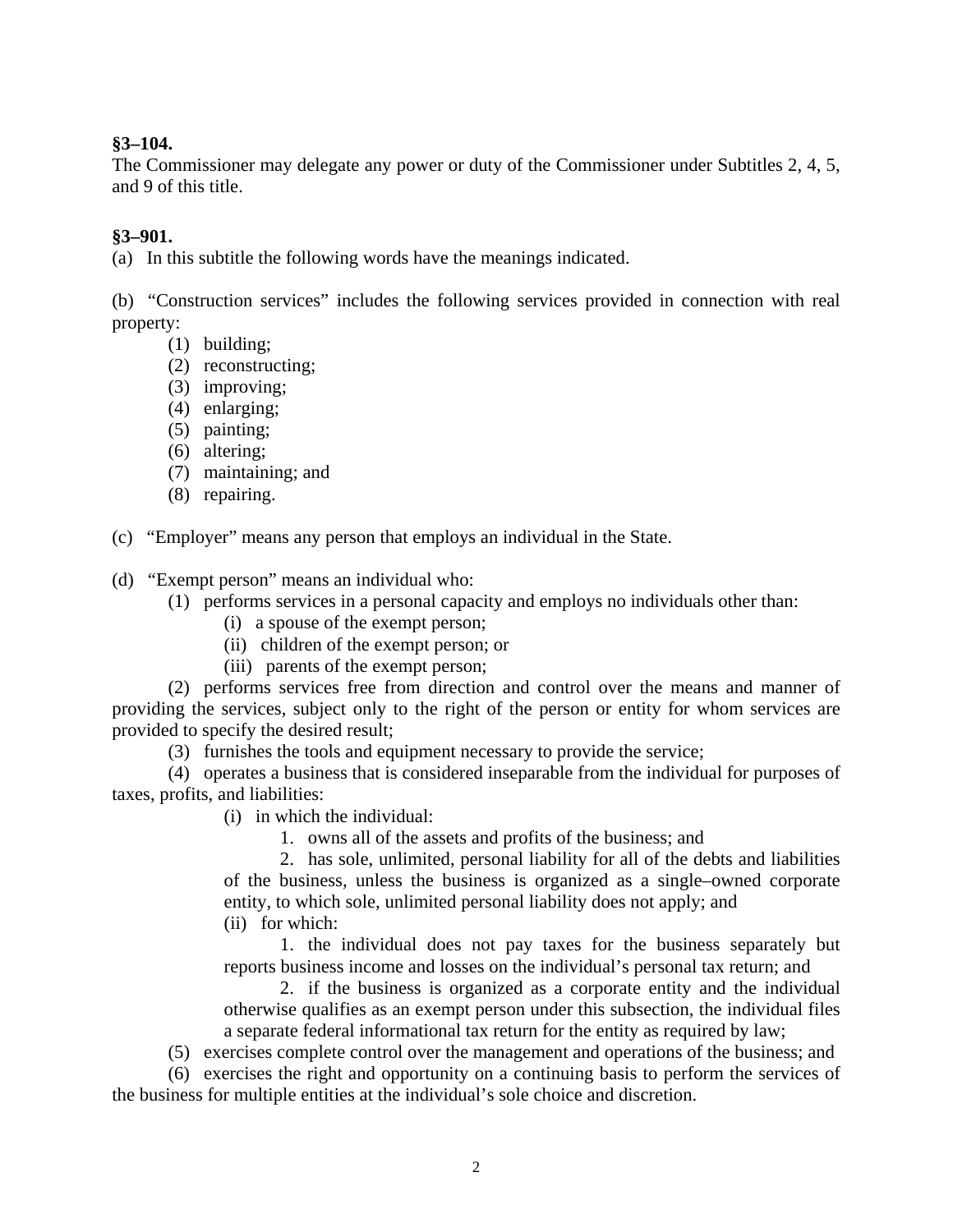**§3–104.**

The Commissioner may delegate any power or duty of the Commissioner under Subtitles 2, 4, 5, and 9 of this title.

**§3–901.**

(a) In this subtitle the following words have the meanings indicated.

(b) "Construction services" includes the following services provided in connection with real property:

(1) building;

(2) reconstructing;

(3) improving;

(4) enlarging;

(5) painting;

(6) altering;

(7) maintaining; and

(8) repairing.

(c) "Employer" means any person that employs an individual in the State.

(d) "Exempt person" means an individual who:

(1) performs services in a personal capacity and employs no individuals other than:

(i) a spouse of the exempt person;

(ii) children of the exempt person; or

(iii) parents of the exempt person;

(2) performs services free from direction and control over the means and manner of providing the services, subject only to the right of the person or entity for whom services are provided to specify the desired result;

(3) furnishes the tools and equipment necessary to provide the service;

(4) operates a business that is considered inseparable from the individual for purposes of taxes, profits, and liabilities:

(i) in which the individual:

1. owns all of the assets and profits of the business; and

2. has sole, unlimited, personal liability for all of the debts and liabilities of the business, unless the business is organized as a single–owned corporate entity, to which sole, unlimited personal liability does not apply; and

(ii) for which:

1. the individual does not pay taxes for the business separately but reports business income and losses on the individual's personal tax return; and

2. if the business is organized as a corporate entity and the individual otherwise qualifies as an exempt person under this subsection, the individual files a separate federal informational tax return for the entity as required by law;

(5) exercises complete control over the management and operations of the business; and

(6) exercises the right and opportunity on a continuing basis to perform the services of the business for multiple entities at the individual's sole choice and discretion.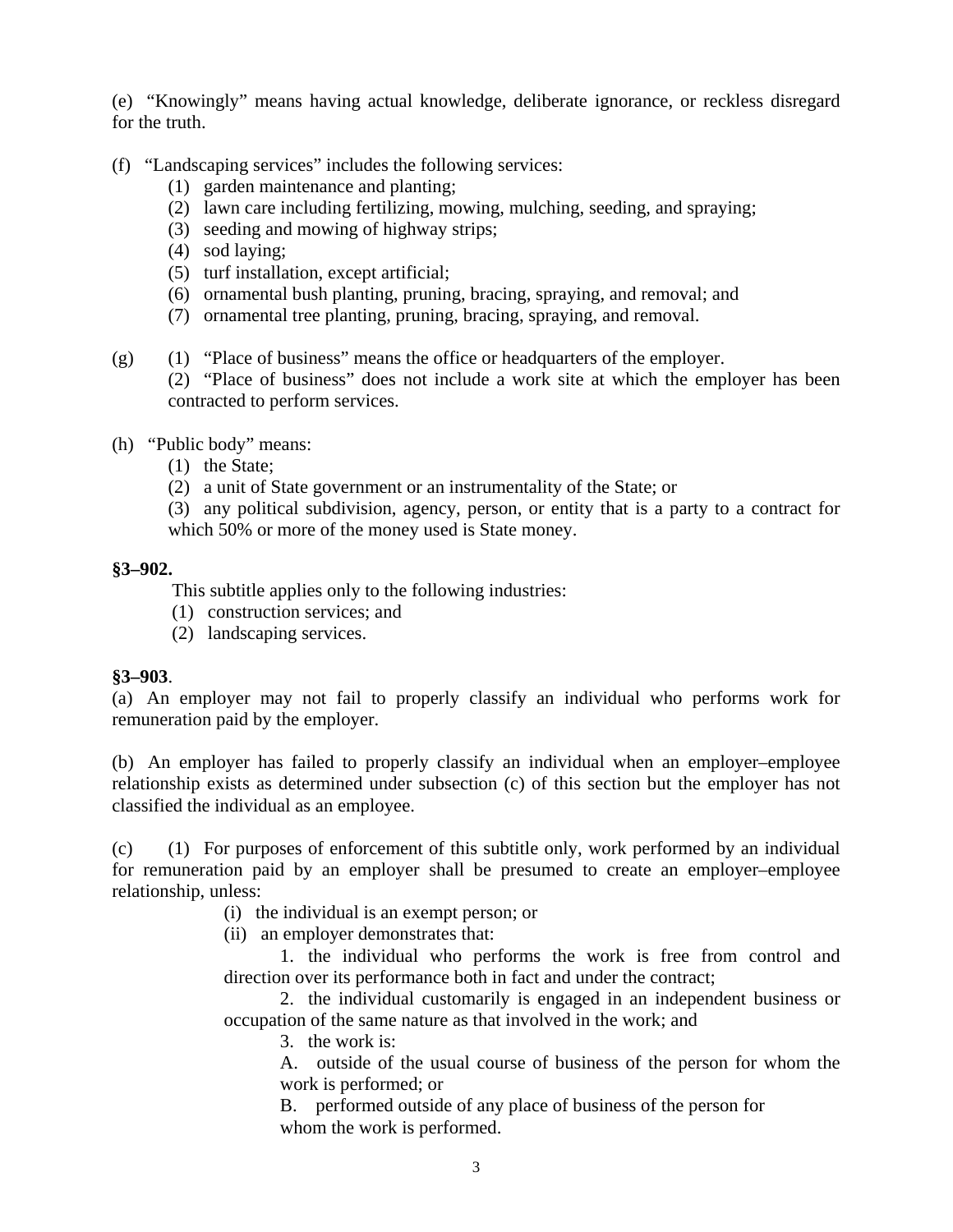(e) "Knowingly" means having actual knowledge, deliberate ignorance, or reckless disregard for the truth.

(f) "Landscaping services" includes the following services:

(1) garden maintenance and planting;
(2) lawn care including fertilizing, mowing, mulching, seeding, and spraying;
(3) seeding and mowing of highway strips;
(4) sod laying;
(5) turf installation, except artificial;
(6) ornamental bush planting, pruning, bracing, spraying, and removal; and
(7) ornamental tree planting, pruning, bracing, spraying, and removal.

(g) (1) "Place of business" means the office or headquarters of the employer.

(2) "Place of business" does not include a work site at which the employer has been contracted to perform services.

(h) "Public body" means:

(1) the State;
(2) a unit of State government or an instrumentality of the State; or
(3) any political subdivision, agency, person, or entity that is a party to a contract for which 50% or more of the money used is State money.

**§3–902.**

This subtitle applies only to the following industries:

(1) construction services; and
(2) landscaping services.

**§3–903**.

(a) An employer may not fail to properly classify an individual who performs work for remuneration paid by the employer.

(b) An employer has failed to properly classify an individual when an employer–employee relationship exists as determined under subsection (c) of this section but the employer has not classified the individual as an employee.

(c) (1) For purposes of enforcement of this subtitle only, work performed by an individual for remuneration paid by an employer shall be presumed to create an employer–employee relationship, unless:

(i) the individual is an exempt person; or

(ii) an employer demonstrates that:

1. the individual who performs the work is free from control and direction over its performance both in fact and under the contract;

2. the individual customarily is engaged in an independent business or occupation of the same nature as that involved in the work; and

3. the work is:

A. outside of the usual course of business of the person for whom the work is performed; or

B. performed outside of any place of business of the person for whom the work is performed.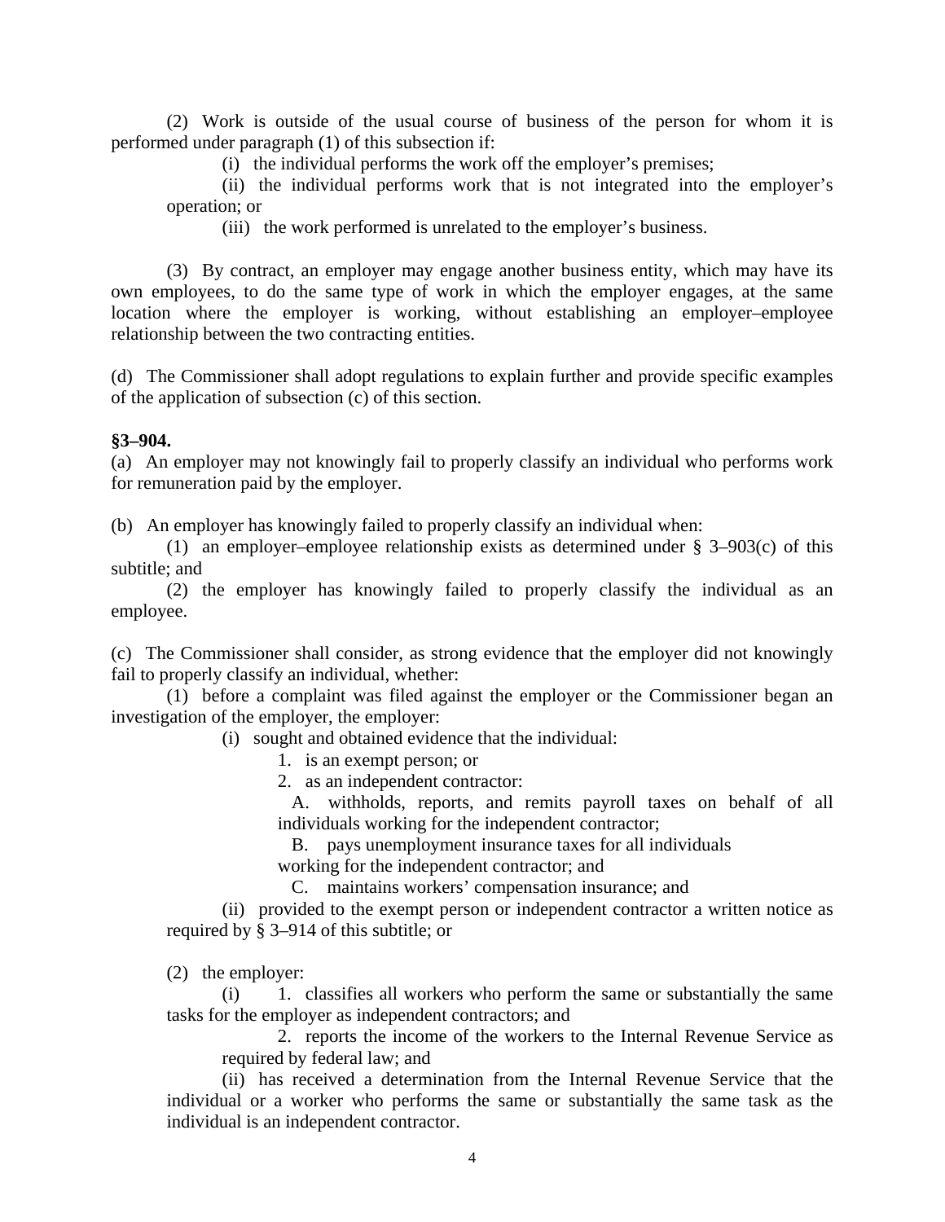(2) Work is outside of the usual course of business of the person for whom it is performed under paragraph (1) of this subsection if:

(i) the individual performs the work off the employer's premises;

(ii) the individual performs work that is not integrated into the employer's operation; or

(iii) the work performed is unrelated to the employer's business.

(3) By contract, an employer may engage another business entity, which may have its own employees, to do the same type of work in which the employer engages, at the same location where the employer is working, without establishing an employer–employee relationship between the two contracting entities.

(d) The Commissioner shall adopt regulations to explain further and provide specific examples of the application of subsection (c) of this section.

**§3–904.**

(a) An employer may not knowingly fail to properly classify an individual who performs work for remuneration paid by the employer.

(b) An employer has knowingly failed to properly classify an individual when:

(1) an employer–employee relationship exists as determined under § 3–903(c) of this subtitle; and

(2) the employer has knowingly failed to properly classify the individual as an employee.

(c) The Commissioner shall consider, as strong evidence that the employer did not knowingly fail to properly classify an individual, whether:

(1) before a complaint was filed against the employer or the Commissioner began an investigation of the employer, the employer:

(i) sought and obtained evidence that the individual:

1. is an exempt person; or

2. as an independent contractor:

A. withholds, reports, and remits payroll taxes on behalf of all individuals working for the independent contractor;

B. pays unemployment insurance taxes for all individuals working for the independent contractor; and

C. maintains workers' compensation insurance; and

(ii) provided to the exempt person or independent contractor a written notice as required by § 3–914 of this subtitle; or

(2) the employer:

(i) 1. classifies all workers who perform the same or substantially the same tasks for the employer as independent contractors; and

2. reports the income of the workers to the Internal Revenue Service as required by federal law; and

(ii) has received a determination from the Internal Revenue Service that the individual or a worker who performs the same or substantially the same task as the individual is an independent contractor.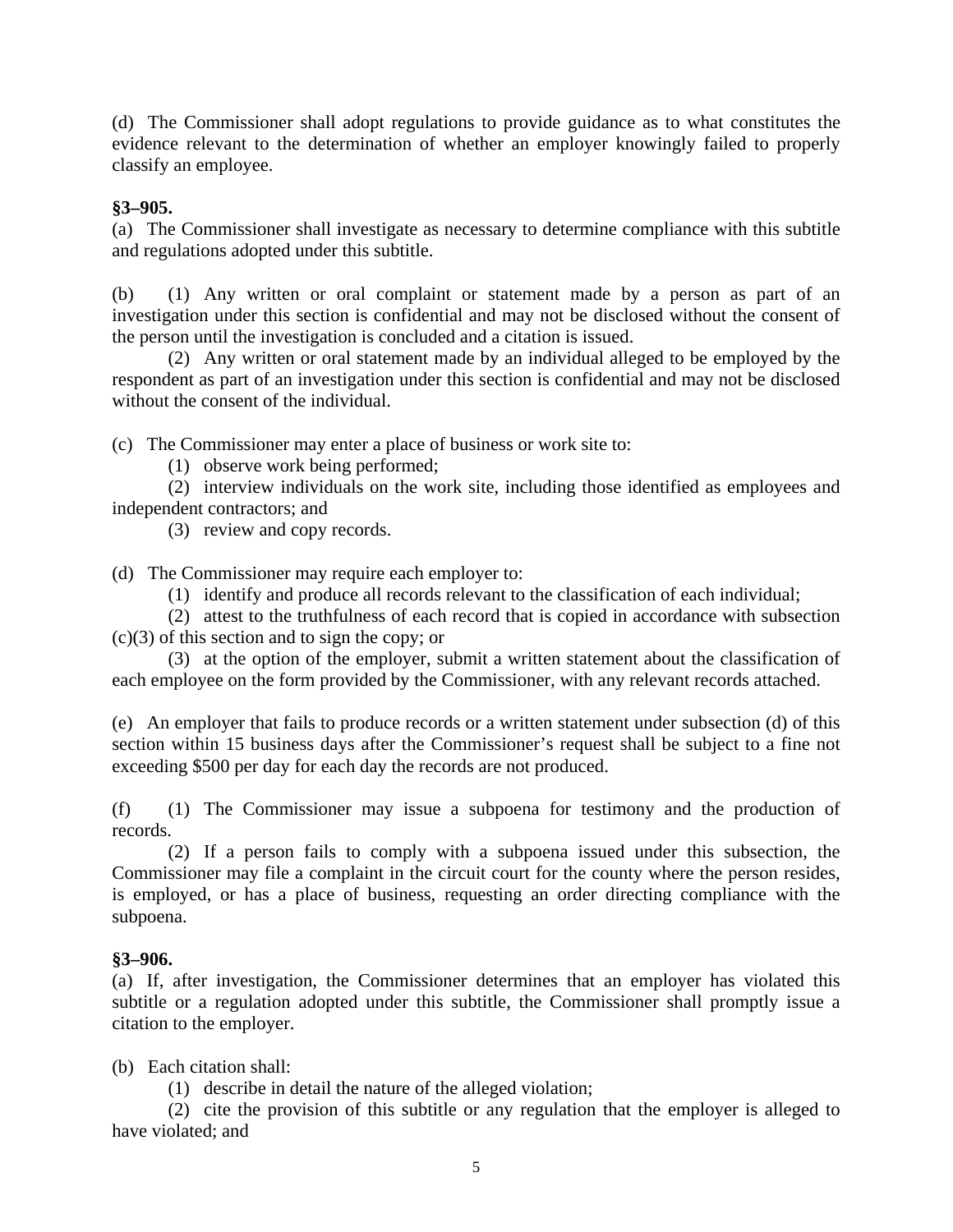(d) The Commissioner shall adopt regulations to provide guidance as to what constitutes the evidence relevant to the determination of whether an employer knowingly failed to properly classify an employee.

**§3–905.**

(a) The Commissioner shall investigate as necessary to determine compliance with this subtitle and regulations adopted under this subtitle.

(b) (1) Any written or oral complaint or statement made by a person as part of an investigation under this section is confidential and may not be disclosed without the consent of the person until the investigation is concluded and a citation is issued.

(2) Any written or oral statement made by an individual alleged to be employed by the respondent as part of an investigation under this section is confidential and may not be disclosed without the consent of the individual.

(c) The Commissioner may enter a place of business or work site to:

(1) observe work being performed;

(2) interview individuals on the work site, including those identified as employees and independent contractors; and

(3) review and copy records.

(d) The Commissioner may require each employer to:

(1) identify and produce all records relevant to the classification of each individual;

(2) attest to the truthfulness of each record that is copied in accordance with subsection (c)(3) of this section and to sign the copy; or

(3) at the option of the employer, submit a written statement about the classification of each employee on the form provided by the Commissioner, with any relevant records attached.

(e) An employer that fails to produce records or a written statement under subsection (d) of this section within 15 business days after the Commissioner's request shall be subject to a fine not exceeding $500 per day for each day the records are not produced.

(f) (1) The Commissioner may issue a subpoena for testimony and the production of records.

(2) If a person fails to comply with a subpoena issued under this subsection, the Commissioner may file a complaint in the circuit court for the county where the person resides, is employed, or has a place of business, requesting an order directing compliance with the subpoena.

**§3–906.**

(a) If, after investigation, the Commissioner determines that an employer has violated this subtitle or a regulation adopted under this subtitle, the Commissioner shall promptly issue a citation to the employer.

(b) Each citation shall:

(1) describe in detail the nature of the alleged violation;

(2) cite the provision of this subtitle or any regulation that the employer is alleged to have violated; and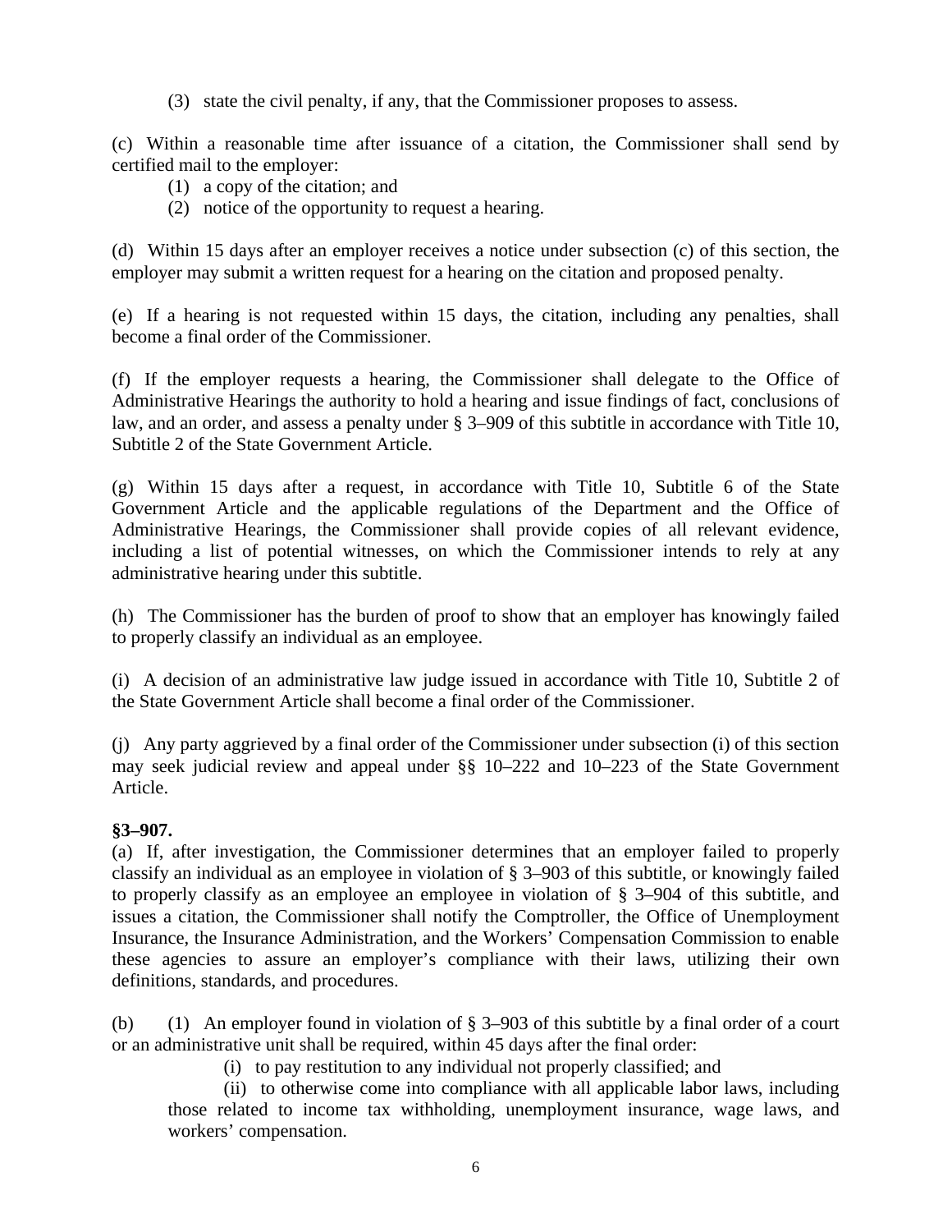(3) state the civil penalty, if any, that the Commissioner proposes to assess.

(c) Within a reasonable time after issuance of a citation, the Commissioner shall send by certified mail to the employer:

(1) a copy of the citation; and

(2) notice of the opportunity to request a hearing.

(d) Within 15 days after an employer receives a notice under subsection (c) of this section, the employer may submit a written request for a hearing on the citation and proposed penalty.

(e) If a hearing is not requested within 15 days, the citation, including any penalties, shall become a final order of the Commissioner.

(f) If the employer requests a hearing, the Commissioner shall delegate to the Office of Administrative Hearings the authority to hold a hearing and issue findings of fact, conclusions of law, and an order, and assess a penalty under § 3–909 of this subtitle in accordance with Title 10, Subtitle 2 of the State Government Article.

(g) Within 15 days after a request, in accordance with Title 10, Subtitle 6 of the State Government Article and the applicable regulations of the Department and the Office of Administrative Hearings, the Commissioner shall provide copies of all relevant evidence, including a list of potential witnesses, on which the Commissioner intends to rely at any administrative hearing under this subtitle.

(h) The Commissioner has the burden of proof to show that an employer has knowingly failed to properly classify an individual as an employee.

(i) A decision of an administrative law judge issued in accordance with Title 10, Subtitle 2 of the State Government Article shall become a final order of the Commissioner.

(j) Any party aggrieved by a final order of the Commissioner under subsection (i) of this section may seek judicial review and appeal under §§ 10–222 and 10–223 of the State Government Article.

**§3–907.**

(a) If, after investigation, the Commissioner determines that an employer failed to properly classify an individual as an employee in violation of § 3–903 of this subtitle, or knowingly failed to properly classify as an employee an employee in violation of § 3–904 of this subtitle, and issues a citation, the Commissioner shall notify the Comptroller, the Office of Unemployment Insurance, the Insurance Administration, and the Workers' Compensation Commission to enable these agencies to assure an employer's compliance with their laws, utilizing their own definitions, standards, and procedures.

(b) (1) An employer found in violation of § 3–903 of this subtitle by a final order of a court or an administrative unit shall be required, within 45 days after the final order:

(i) to pay restitution to any individual not properly classified; and

(ii) to otherwise come into compliance with all applicable labor laws, including those related to income tax withholding, unemployment insurance, wage laws, and workers' compensation.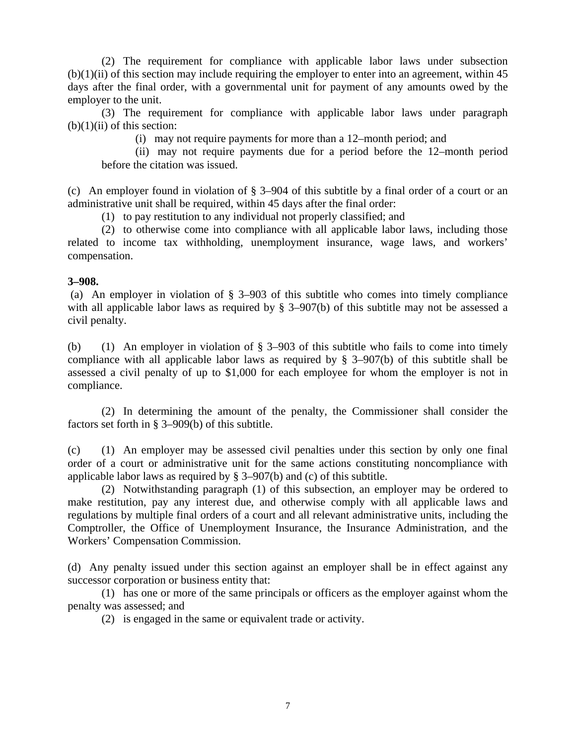(2) The requirement for compliance with applicable labor laws under subsection (b)(1)(ii) of this section may include requiring the employer to enter into an agreement, within 45 days after the final order, with a governmental unit for payment of any amounts owed by the employer to the unit.

(3) The requirement for compliance with applicable labor laws under paragraph (b)(1)(ii) of this section:

(i) may not require payments for more than a 12–month period; and

(ii) may not require payments due for a period before the 12–month period before the citation was issued.

(c) An employer found in violation of § 3–904 of this subtitle by a final order of a court or an administrative unit shall be required, within 45 days after the final order:

(1) to pay restitution to any individual not properly classified; and

(2) to otherwise come into compliance with all applicable labor laws, including those related to income tax withholding, unemployment insurance, wage laws, and workers' compensation.

**3–908.**

(a) An employer in violation of § 3–903 of this subtitle who comes into timely compliance with all applicable labor laws as required by § 3–907(b) of this subtitle may not be assessed a civil penalty.

(b) (1) An employer in violation of § 3–903 of this subtitle who fails to come into timely compliance with all applicable labor laws as required by § 3–907(b) of this subtitle shall be assessed a civil penalty of up to $1,000 for each employee for whom the employer is not in compliance.

(2) In determining the amount of the penalty, the Commissioner shall consider the factors set forth in § 3–909(b) of this subtitle.

(c) (1) An employer may be assessed civil penalties under this section by only one final order of a court or administrative unit for the same actions constituting noncompliance with applicable labor laws as required by § 3–907(b) and (c) of this subtitle.

(2) Notwithstanding paragraph (1) of this subsection, an employer may be ordered to make restitution, pay any interest due, and otherwise comply with all applicable laws and regulations by multiple final orders of a court and all relevant administrative units, including the Comptroller, the Office of Unemployment Insurance, the Insurance Administration, and the Workers' Compensation Commission.

(d) Any penalty issued under this section against an employer shall be in effect against any successor corporation or business entity that:

(1) has one or more of the same principals or officers as the employer against whom the penalty was assessed; and

(2) is engaged in the same or equivalent trade or activity.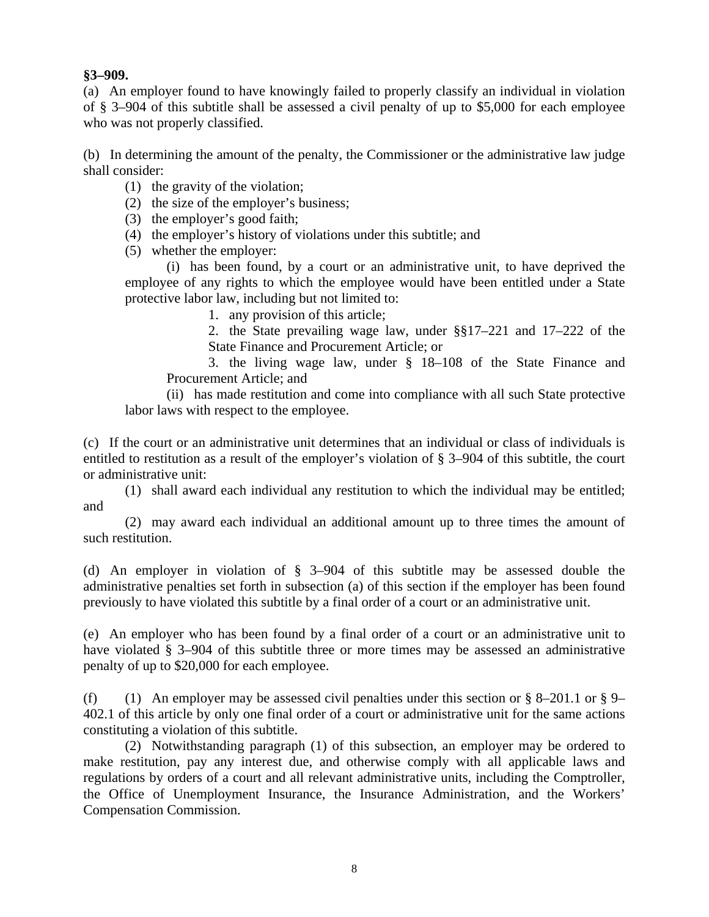**§3–909.**

(a) An employer found to have knowingly failed to properly classify an individual in violation of § 3–904 of this subtitle shall be assessed a civil penalty of up to $5,000 for each employee who was not properly classified.

(b) In determining the amount of the penalty, the Commissioner or the administrative law judge shall consider:

(1) the gravity of the violation;

(2) the size of the employer's business;

(3) the employer's good faith;

(4) the employer's history of violations under this subtitle; and

(5) whether the employer:

(i) has been found, by a court or an administrative unit, to have deprived the employee of any rights to which the employee would have been entitled under a State protective labor law, including but not limited to:

1. any provision of this article;

2. the State prevailing wage law, under §§17–221 and 17–222 of the State Finance and Procurement Article; or

3. the living wage law, under § 18–108 of the State Finance and Procurement Article; and

(ii) has made restitution and come into compliance with all such State protective labor laws with respect to the employee.

(c) If the court or an administrative unit determines that an individual or class of individuals is entitled to restitution as a result of the employer's violation of § 3–904 of this subtitle, the court or administrative unit:

(1) shall award each individual any restitution to which the individual may be entitled; and

(2) may award each individual an additional amount up to three times the amount of such restitution.

(d) An employer in violation of § 3–904 of this subtitle may be assessed double the administrative penalties set forth in subsection (a) of this section if the employer has been found previously to have violated this subtitle by a final order of a court or an administrative unit.

(e) An employer who has been found by a final order of a court or an administrative unit to have violated § 3–904 of this subtitle three or more times may be assessed an administrative penalty of up to $20,000 for each employee.

(f) (1) An employer may be assessed civil penalties under this section or § 8–201.1 or § 9–402.1 of this article by only one final order of a court or administrative unit for the same actions constituting a violation of this subtitle.

(2) Notwithstanding paragraph (1) of this subsection, an employer may be ordered to make restitution, pay any interest due, and otherwise comply with all applicable laws and regulations by orders of a court and all relevant administrative units, including the Comptroller, the Office of Unemployment Insurance, the Insurance Administration, and the Workers' Compensation Commission.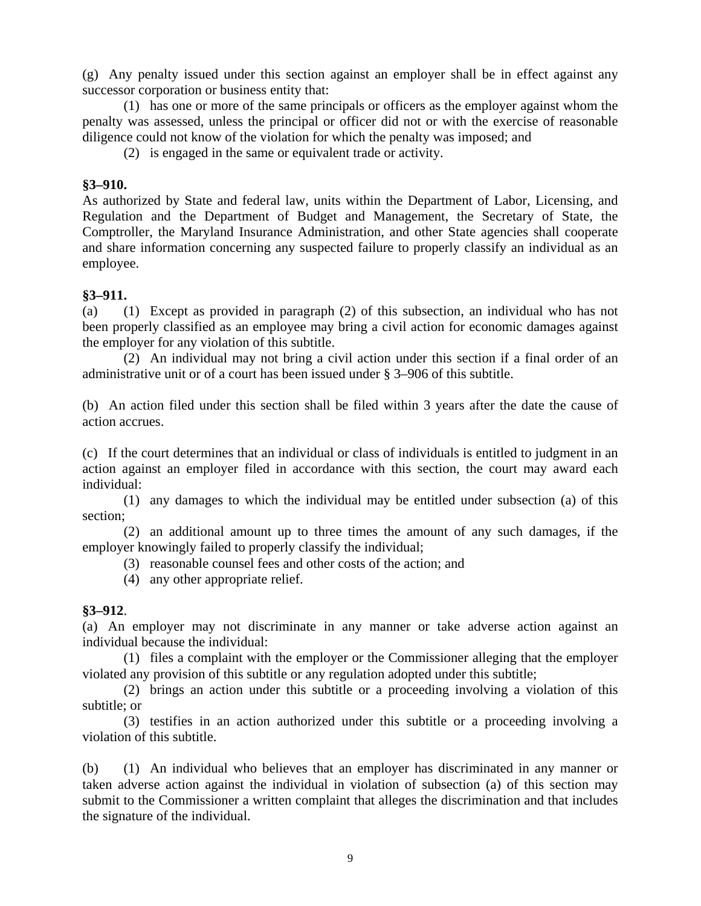(g) Any penalty issued under this section against an employer shall be in effect against any successor corporation or business entity that:

(1) has one or more of the same principals or officers as the employer against whom the penalty was assessed, unless the principal or officer did not or with the exercise of reasonable diligence could not know of the violation for which the penalty was imposed; and

(2) is engaged in the same or equivalent trade or activity.

**§3–910.**

As authorized by State and federal law, units within the Department of Labor, Licensing, and Regulation and the Department of Budget and Management, the Secretary of State, the Comptroller, the Maryland Insurance Administration, and other State agencies shall cooperate and share information concerning any suspected failure to properly classify an individual as an employee.

**§3–911.**

(a) (1) Except as provided in paragraph (2) of this subsection, an individual who has not been properly classified as an employee may bring a civil action for economic damages against the employer for any violation of this subtitle.

(2) An individual may not bring a civil action under this section if a final order of an administrative unit or of a court has been issued under § 3–906 of this subtitle.

(b) An action filed under this section shall be filed within 3 years after the date the cause of action accrues.

(c) If the court determines that an individual or class of individuals is entitled to judgment in an action against an employer filed in accordance with this section, the court may award each individual:

(1) any damages to which the individual may be entitled under subsection (a) of this section;

(2) an additional amount up to three times the amount of any such damages, if the employer knowingly failed to properly classify the individual;

(3) reasonable counsel fees and other costs of the action; and

(4) any other appropriate relief.

**§3–912**.

(a) An employer may not discriminate in any manner or take adverse action against an individual because the individual:

(1) files a complaint with the employer or the Commissioner alleging that the employer violated any provision of this subtitle or any regulation adopted under this subtitle;

(2) brings an action under this subtitle or a proceeding involving a violation of this subtitle; or

(3) testifies in an action authorized under this subtitle or a proceeding involving a violation of this subtitle.

(b) (1) An individual who believes that an employer has discriminated in any manner or taken adverse action against the individual in violation of subsection (a) of this section may submit to the Commissioner a written complaint that alleges the discrimination and that includes the signature of the individual.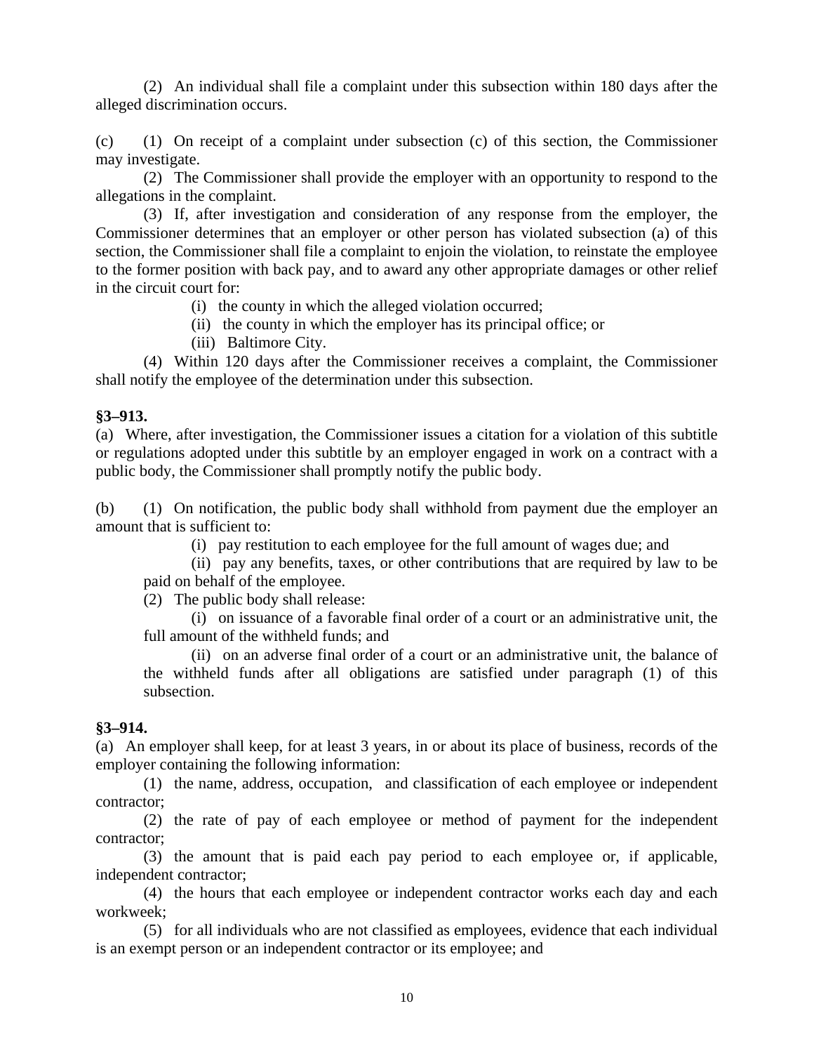(2) An individual shall file a complaint under this subsection within 180 days after the alleged discrimination occurs.

(c) (1) On receipt of a complaint under subsection (c) of this section, the Commissioner may investigate.

(2) The Commissioner shall provide the employer with an opportunity to respond to the allegations in the complaint.

(3) If, after investigation and consideration of any response from the employer, the Commissioner determines that an employer or other person has violated subsection (a) of this section, the Commissioner shall file a complaint to enjoin the violation, to reinstate the employee to the former position with back pay, and to award any other appropriate damages or other relief in the circuit court for:

(i) the county in which the alleged violation occurred;

(ii) the county in which the employer has its principal office; or

(iii) Baltimore City.

(4) Within 120 days after the Commissioner receives a complaint, the Commissioner shall notify the employee of the determination under this subsection.

**§3–913.**

(a) Where, after investigation, the Commissioner issues a citation for a violation of this subtitle or regulations adopted under this subtitle by an employer engaged in work on a contract with a public body, the Commissioner shall promptly notify the public body.

(b) (1) On notification, the public body shall withhold from payment due the employer an amount that is sufficient to:

(i) pay restitution to each employee for the full amount of wages due; and

(ii) pay any benefits, taxes, or other contributions that are required by law to be paid on behalf of the employee.

(2) The public body shall release:

(i) on issuance of a favorable final order of a court or an administrative unit, the full amount of the withheld funds; and

(ii) on an adverse final order of a court or an administrative unit, the balance of the withheld funds after all obligations are satisfied under paragraph (1) of this subsection.

**§3–914.**

(a) An employer shall keep, for at least 3 years, in or about its place of business, records of the employer containing the following information:

(1) the name, address, occupation, and classification of each employee or independent contractor;

(2) the rate of pay of each employee or method of payment for the independent contractor;

(3) the amount that is paid each pay period to each employee or, if applicable, independent contractor;

(4) the hours that each employee or independent contractor works each day and each workweek;

(5) for all individuals who are not classified as employees, evidence that each individual is an exempt person or an independent contractor or its employee; and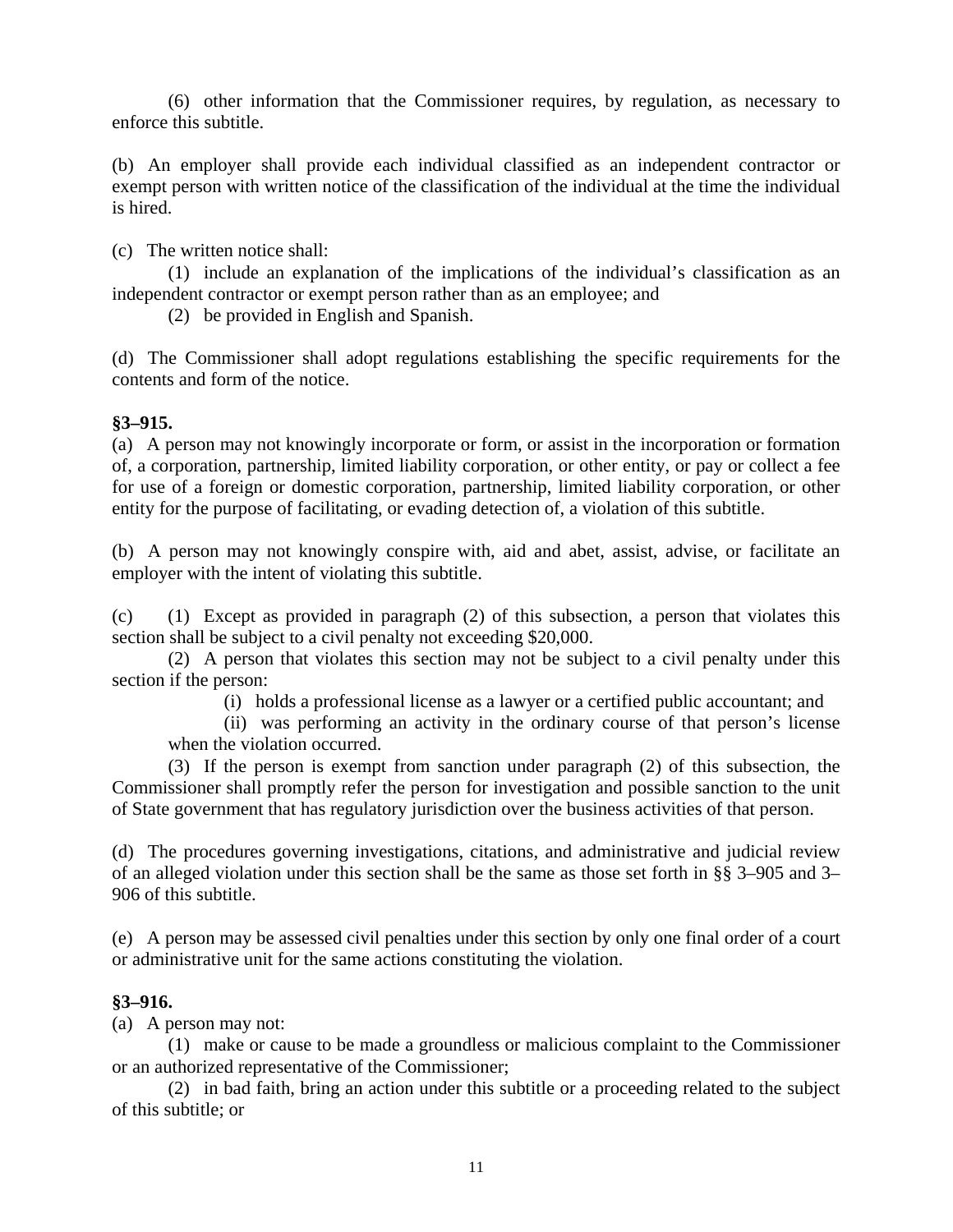(6) other information that the Commissioner requires, by regulation, as necessary to enforce this subtitle.

(b) An employer shall provide each individual classified as an independent contractor or exempt person with written notice of the classification of the individual at the time the individual is hired.

(c) The written notice shall:

(1) include an explanation of the implications of the individual's classification as an independent contractor or exempt person rather than as an employee; and

(2) be provided in English and Spanish.

(d) The Commissioner shall adopt regulations establishing the specific requirements for the contents and form of the notice.

**§3–915.**

(a) A person may not knowingly incorporate or form, or assist in the incorporation or formation of, a corporation, partnership, limited liability corporation, or other entity, or pay or collect a fee for use of a foreign or domestic corporation, partnership, limited liability corporation, or other entity for the purpose of facilitating, or evading detection of, a violation of this subtitle.

(b) A person may not knowingly conspire with, aid and abet, assist, advise, or facilitate an employer with the intent of violating this subtitle.

(c) (1) Except as provided in paragraph (2) of this subsection, a person that violates this section shall be subject to a civil penalty not exceeding $20,000.

(2) A person that violates this section may not be subject to a civil penalty under this section if the person:

(i) holds a professional license as a lawyer or a certified public accountant; and

(ii) was performing an activity in the ordinary course of that person's license when the violation occurred.

(3) If the person is exempt from sanction under paragraph (2) of this subsection, the Commissioner shall promptly refer the person for investigation and possible sanction to the unit of State government that has regulatory jurisdiction over the business activities of that person.

(d) The procedures governing investigations, citations, and administrative and judicial review of an alleged violation under this section shall be the same as those set forth in §§ 3–905 and 3–906 of this subtitle.

(e) A person may be assessed civil penalties under this section by only one final order of a court or administrative unit for the same actions constituting the violation.

**§3–916.**

(a) A person may not:

(1) make or cause to be made a groundless or malicious complaint to the Commissioner or an authorized representative of the Commissioner;

(2) in bad faith, bring an action under this subtitle or a proceeding related to the subject of this subtitle; or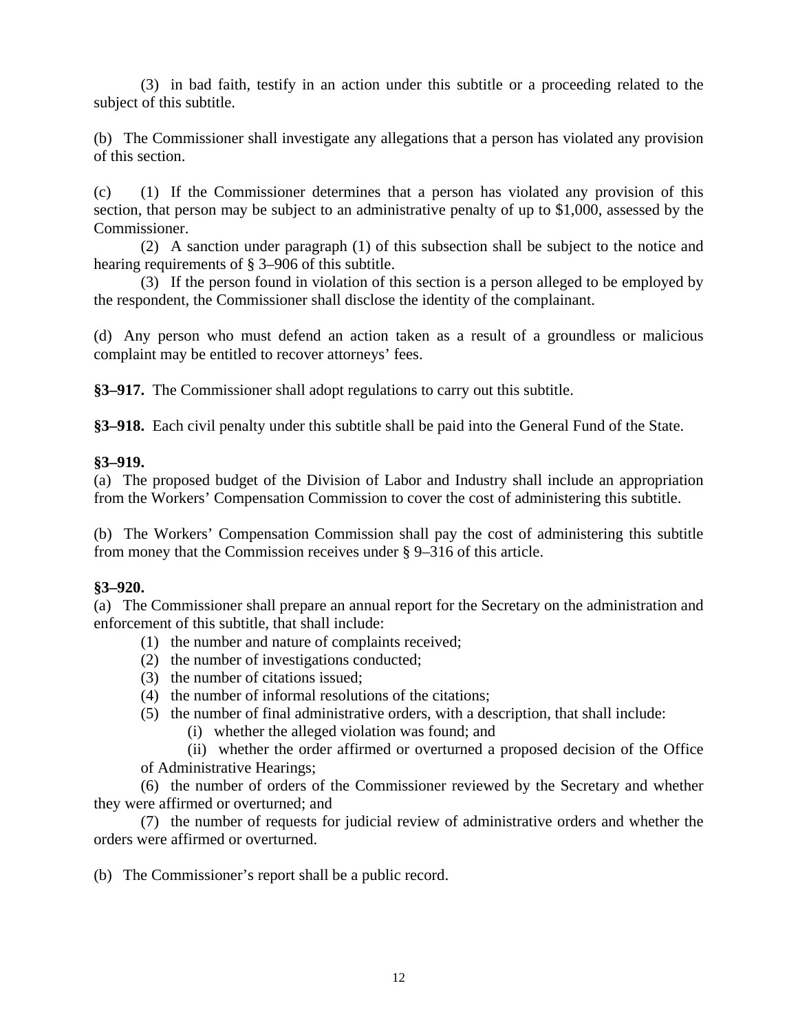(3) in bad faith, testify in an action under this subtitle or a proceeding related to the subject of this subtitle.

(b) The Commissioner shall investigate any allegations that a person has violated any provision of this section.

(c) (1) If the Commissioner determines that a person has violated any provision of this section, that person may be subject to an administrative penalty of up to $1,000, assessed by the Commissioner.

(2) A sanction under paragraph (1) of this subsection shall be subject to the notice and hearing requirements of § 3–906 of this subtitle.

(3) If the person found in violation of this section is a person alleged to be employed by the respondent, the Commissioner shall disclose the identity of the complainant.

(d) Any person who must defend an action taken as a result of a groundless or malicious complaint may be entitled to recover attorneys' fees.

**§3–917.** The Commissioner shall adopt regulations to carry out this subtitle.

**§3–918.** Each civil penalty under this subtitle shall be paid into the General Fund of the State.

**§3–919.**

(a) The proposed budget of the Division of Labor and Industry shall include an appropriation from the Workers' Compensation Commission to cover the cost of administering this subtitle.

(b) The Workers' Compensation Commission shall pay the cost of administering this subtitle from money that the Commission receives under § 9–316 of this article.

**§3–920.**

(a) The Commissioner shall prepare an annual report for the Secretary on the administration and enforcement of this subtitle, that shall include:

(1) the number and nature of complaints received;

(2) the number of investigations conducted;

(3) the number of citations issued;

(4) the number of informal resolutions of the citations;

(5) the number of final administrative orders, with a description, that shall include:

(i) whether the alleged violation was found; and

(ii) whether the order affirmed or overturned a proposed decision of the Office of Administrative Hearings;

(6) the number of orders of the Commissioner reviewed by the Secretary and whether they were affirmed or overturned; and

(7) the number of requests for judicial review of administrative orders and whether the orders were affirmed or overturned.

(b) The Commissioner's report shall be a public record.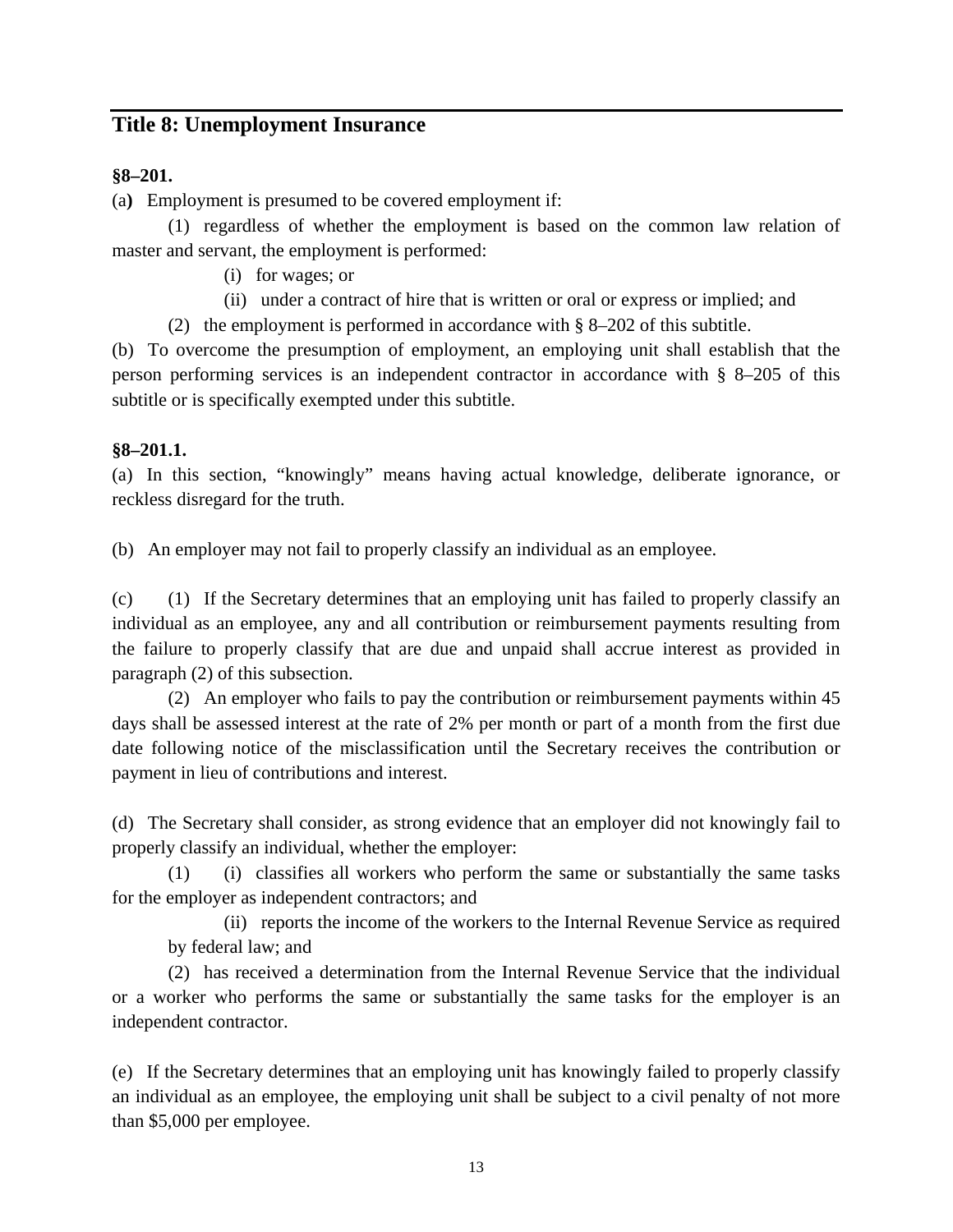## Title 8: Unemployment Insurance

**§8–201.**

(a) Employment is presumed to be covered employment if:

(1) regardless of whether the employment is based on the common law relation of master and servant, the employment is performed:

(i) for wages; or

(ii) under a contract of hire that is written or oral or express or implied; and

(2) the employment is performed in accordance with § 8–202 of this subtitle.

(b) To overcome the presumption of employment, an employing unit shall establish that the person performing services is an independent contractor in accordance with § 8–205 of this subtitle or is specifically exempted under this subtitle.

**§8–201.1.**

(a) In this section, "knowingly" means having actual knowledge, deliberate ignorance, or reckless disregard for the truth.

(b) An employer may not fail to properly classify an individual as an employee.

(c) (1) If the Secretary determines that an employing unit has failed to properly classify an individual as an employee, any and all contribution or reimbursement payments resulting from the failure to properly classify that are due and unpaid shall accrue interest as provided in paragraph (2) of this subsection.

(2) An employer who fails to pay the contribution or reimbursement payments within 45 days shall be assessed interest at the rate of 2% per month or part of a month from the first due date following notice of the misclassification until the Secretary receives the contribution or payment in lieu of contributions and interest.

(d) The Secretary shall consider, as strong evidence that an employer did not knowingly fail to properly classify an individual, whether the employer:

(1) (i) classifies all workers who perform the same or substantially the same tasks for the employer as independent contractors; and

(ii) reports the income of the workers to the Internal Revenue Service as required by federal law; and

(2) has received a determination from the Internal Revenue Service that the individual or a worker who performs the same or substantially the same tasks for the employer is an independent contractor.

(e) If the Secretary determines that an employing unit has knowingly failed to properly classify an individual as an employee, the employing unit shall be subject to a civil penalty of not more than $5,000 per employee.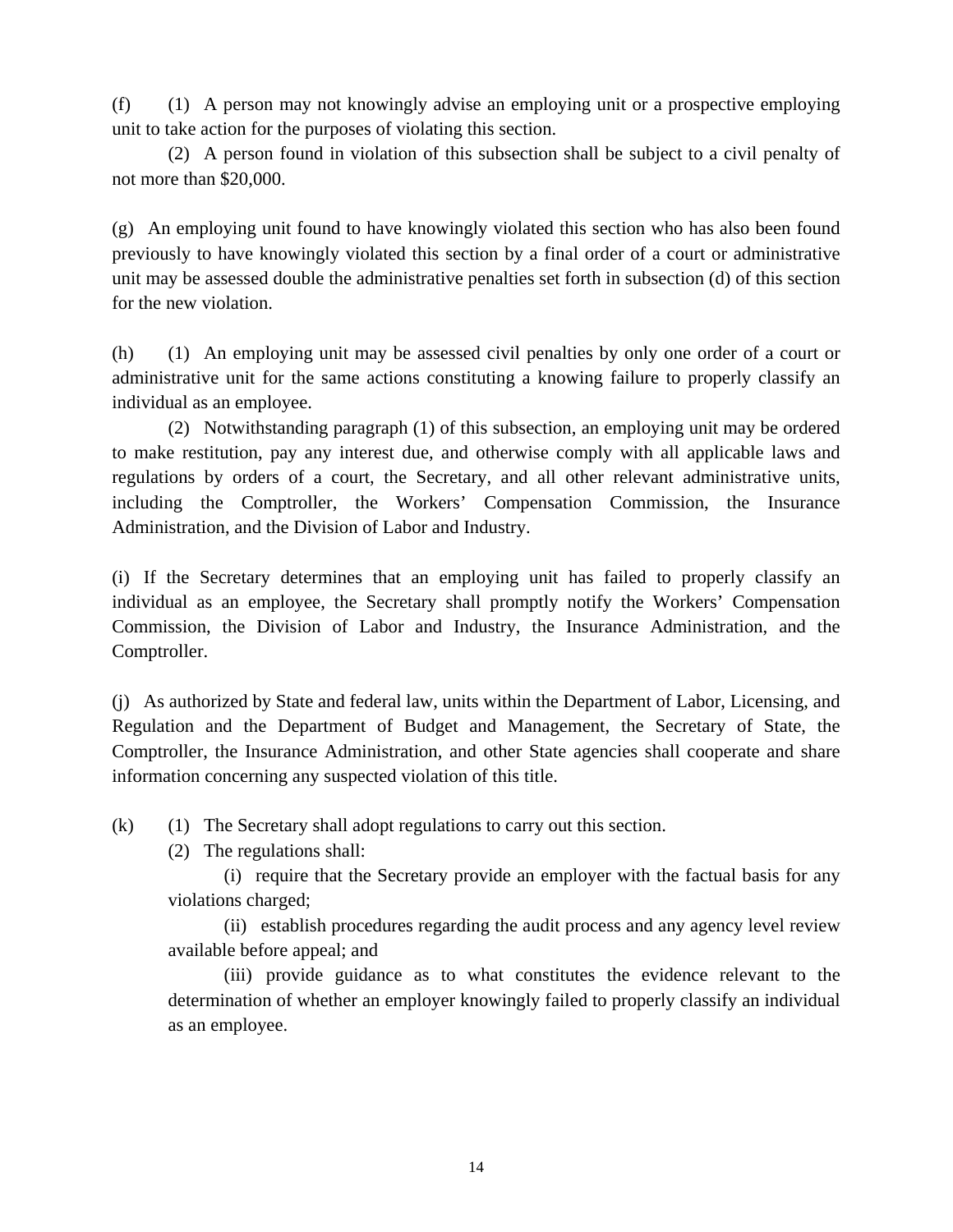(f) (1) A person may not knowingly advise an employing unit or a prospective employing unit to take action for the purposes of violating this section.

(2) A person found in violation of this subsection shall be subject to a civil penalty of not more than $20,000.

(g) An employing unit found to have knowingly violated this section who has also been found previously to have knowingly violated this section by a final order of a court or administrative unit may be assessed double the administrative penalties set forth in subsection (d) of this section for the new violation.

(h) (1) An employing unit may be assessed civil penalties by only one order of a court or administrative unit for the same actions constituting a knowing failure to properly classify an individual as an employee.

(2) Notwithstanding paragraph (1) of this subsection, an employing unit may be ordered to make restitution, pay any interest due, and otherwise comply with all applicable laws and regulations by orders of a court, the Secretary, and all other relevant administrative units, including the Comptroller, the Workers' Compensation Commission, the Insurance Administration, and the Division of Labor and Industry.

(i) If the Secretary determines that an employing unit has failed to properly classify an individual as an employee, the Secretary shall promptly notify the Workers' Compensation Commission, the Division of Labor and Industry, the Insurance Administration, and the Comptroller.

(j) As authorized by State and federal law, units within the Department of Labor, Licensing, and Regulation and the Department of Budget and Management, the Secretary of State, the Comptroller, the Insurance Administration, and other State agencies shall cooperate and share information concerning any suspected violation of this title.

(k) (1) The Secretary shall adopt regulations to carry out this section.

(2) The regulations shall:

(i) require that the Secretary provide an employer with the factual basis for any violations charged;

(ii) establish procedures regarding the audit process and any agency level review available before appeal; and

(iii) provide guidance as to what constitutes the evidence relevant to the determination of whether an employer knowingly failed to properly classify an individual as an employee.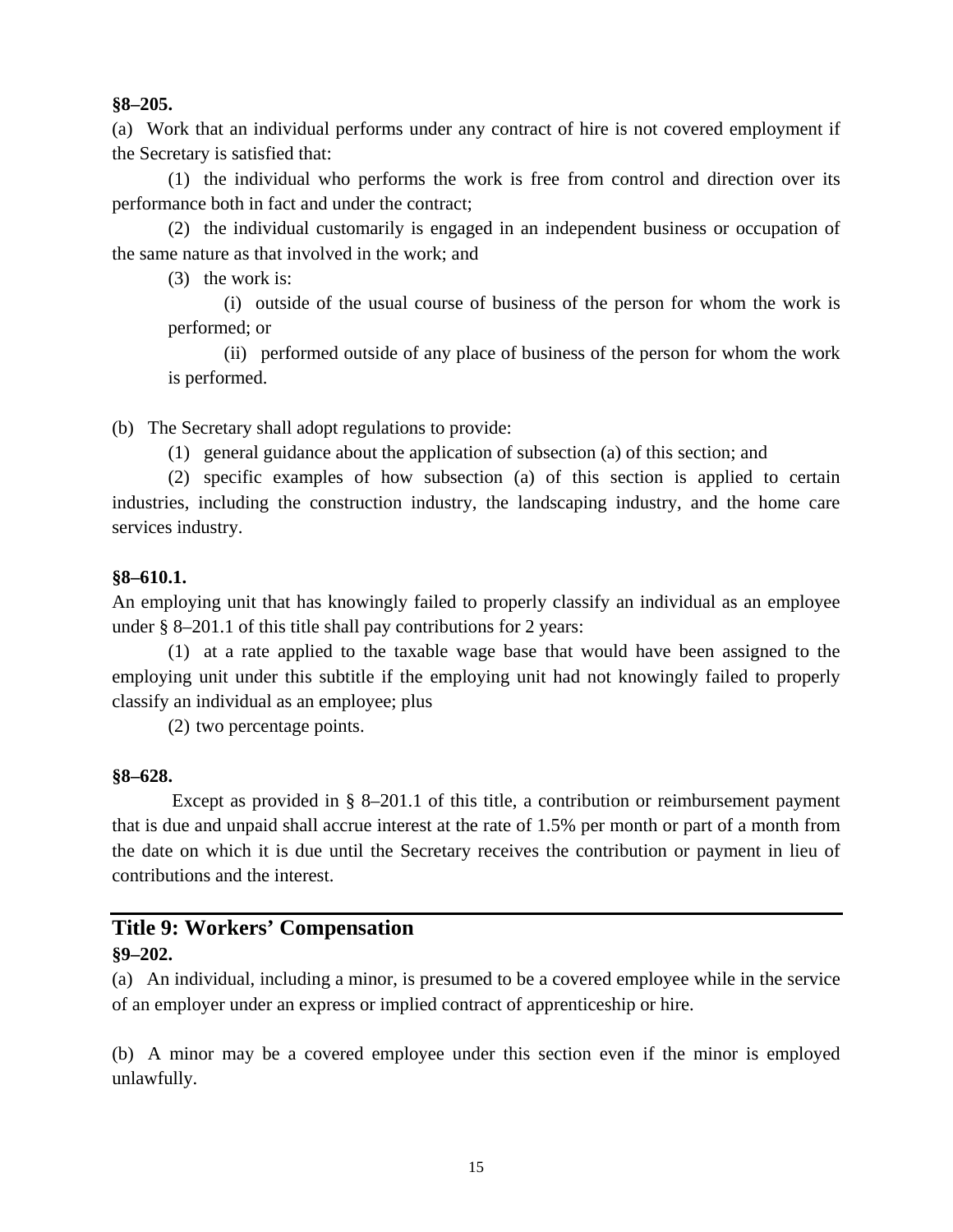**§8–205.**

(a) Work that an individual performs under any contract of hire is not covered employment if the Secretary is satisfied that:

(1) the individual who performs the work is free from control and direction over its performance both in fact and under the contract;

(2) the individual customarily is engaged in an independent business or occupation of the same nature as that involved in the work; and

(3) the work is:

(i) outside of the usual course of business of the person for whom the work is performed; or

(ii) performed outside of any place of business of the person for whom the work is performed.

(b) The Secretary shall adopt regulations to provide:

(1) general guidance about the application of subsection (a) of this section; and

(2) specific examples of how subsection (a) of this section is applied to certain industries, including the construction industry, the landscaping industry, and the home care services industry.

**§8–610.1.**

An employing unit that has knowingly failed to properly classify an individual as an employee under § 8–201.1 of this title shall pay contributions for 2 years:

(1) at a rate applied to the taxable wage base that would have been assigned to the employing unit under this subtitle if the employing unit had not knowingly failed to properly classify an individual as an employee; plus

(2) two percentage points.

**§8–628.**

Except as provided in § 8–201.1 of this title, a contribution or reimbursement payment that is due and unpaid shall accrue interest at the rate of 1.5% per month or part of a month from the date on which it is due until the Secretary receives the contribution or payment in lieu of contributions and the interest.

## Title 9: Workers' Compensation

**§9–202.**

(a) An individual, including a minor, is presumed to be a covered employee while in the service of an employer under an express or implied contract of apprenticeship or hire.

(b) A minor may be a covered employee under this section even if the minor is employed unlawfully.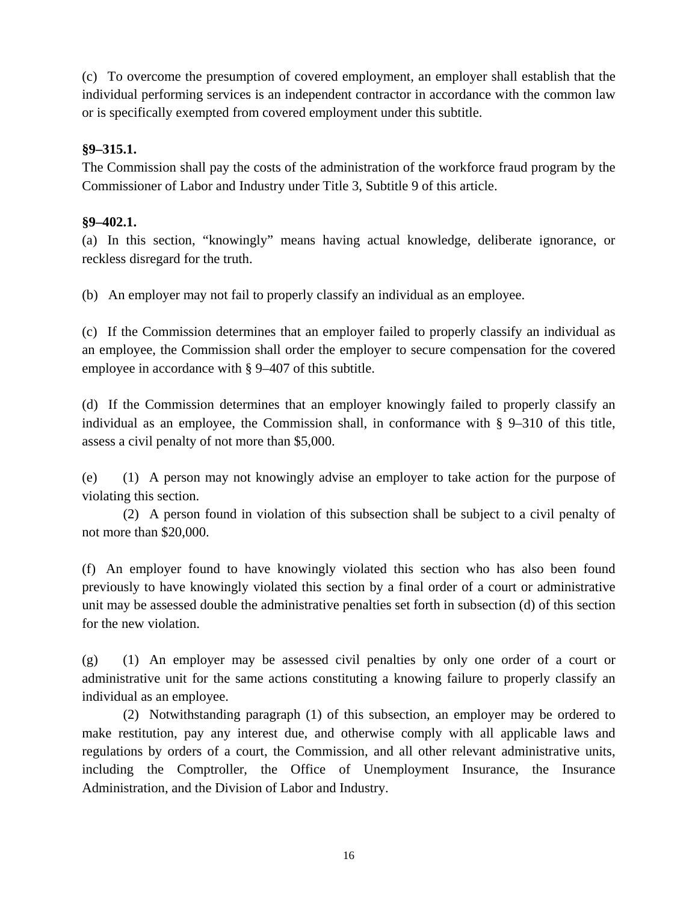(c) To overcome the presumption of covered employment, an employer shall establish that the individual performing services is an independent contractor in accordance with the common law or is specifically exempted from covered employment under this subtitle.

**§9–315.1.**

The Commission shall pay the costs of the administration of the workforce fraud program by the Commissioner of Labor and Industry under Title 3, Subtitle 9 of this article.

**§9–402.1.**

(a) In this section, "knowingly" means having actual knowledge, deliberate ignorance, or reckless disregard for the truth.

(b) An employer may not fail to properly classify an individual as an employee.

(c) If the Commission determines that an employer failed to properly classify an individual as an employee, the Commission shall order the employer to secure compensation for the covered employee in accordance with § 9–407 of this subtitle.

(d) If the Commission determines that an employer knowingly failed to properly classify an individual as an employee, the Commission shall, in conformance with § 9–310 of this title, assess a civil penalty of not more than $5,000.

(e) (1) A person may not knowingly advise an employer to take action for the purpose of violating this section.

(2) A person found in violation of this subsection shall be subject to a civil penalty of not more than $20,000.

(f) An employer found to have knowingly violated this section who has also been found previously to have knowingly violated this section by a final order of a court or administrative unit may be assessed double the administrative penalties set forth in subsection (d) of this section for the new violation.

(g) (1) An employer may be assessed civil penalties by only one order of a court or administrative unit for the same actions constituting a knowing failure to properly classify an individual as an employee.

(2) Notwithstanding paragraph (1) of this subsection, an employer may be ordered to make restitution, pay any interest due, and otherwise comply with all applicable laws and regulations by orders of a court, the Commission, and all other relevant administrative units, including the Comptroller, the Office of Unemployment Insurance, the Insurance Administration, and the Division of Labor and Industry.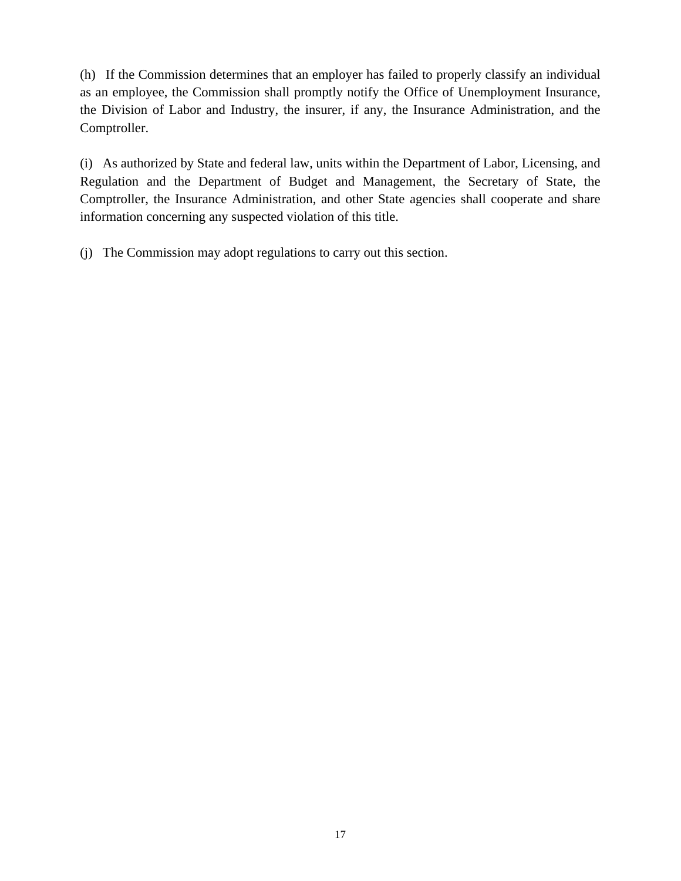(h) If the Commission determines that an employer has failed to properly classify an individual as an employee, the Commission shall promptly notify the Office of Unemployment Insurance, the Division of Labor and Industry, the insurer, if any, the Insurance Administration, and the Comptroller.

(i) As authorized by State and federal law, units within the Department of Labor, Licensing, and Regulation and the Department of Budget and Management, the Secretary of State, the Comptroller, the Insurance Administration, and other State agencies shall cooperate and share information concerning any suspected violation of this title.

(j) The Commission may adopt regulations to carry out this section.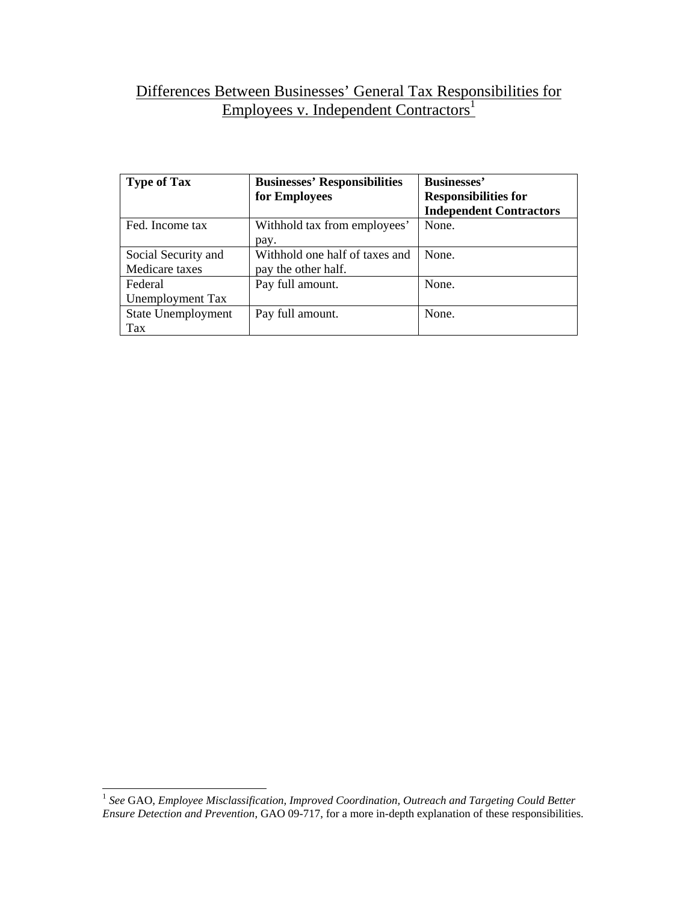## Differences Between Businesses' General Tax Responsibilities for Employees v. Independent Contractors[1]

| Type of Tax | Businesses' Responsibilities for Employees | Businesses' Responsibilities for Independent Contractors |
|---|---|---|
| Fed. Income tax | Withhold tax from employees' pay. | None. |
| Social Security and Medicare taxes | Withhold one half of taxes and pay the other half. | None. |
| Federal Unemployment Tax | Pay full amount. | None. |
| State Unemployment Tax | Pay full amount. | None. |

[1] *See* GAO, *Employee Misclassification, Improved Coordination, Outreach and Targeting Could Better Ensure Detection and Prevention*, GAO 09-717, for a more in-depth explanation of these responsibilities.